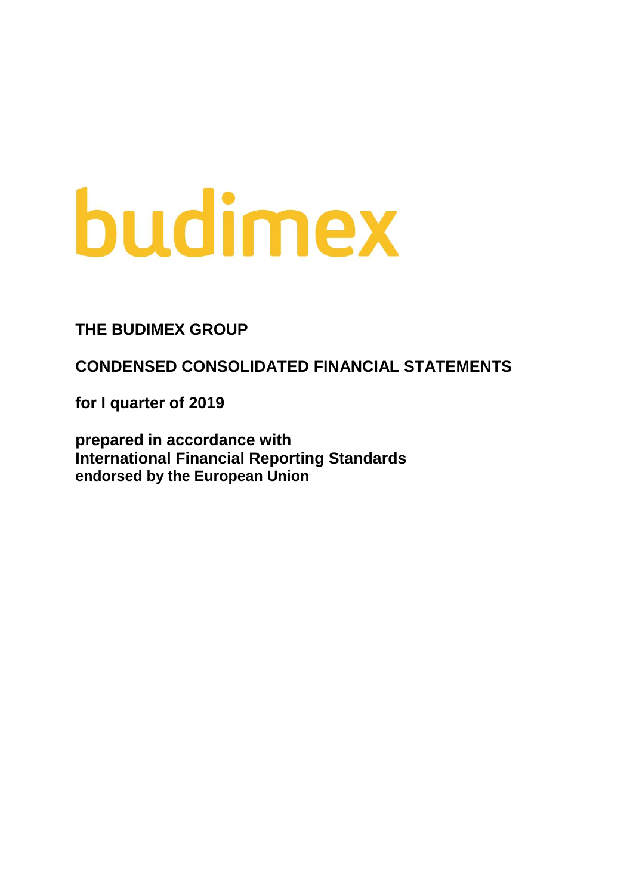budimex

# THE BUDIMEX GROUP

## CONDENSED CONSOLIDATED FINANCIAL STATEMENTS

**for I quarter of 2019**

**prepared in accordance with**
**International Financial Reporting Standards**
**endorsed by the European Union**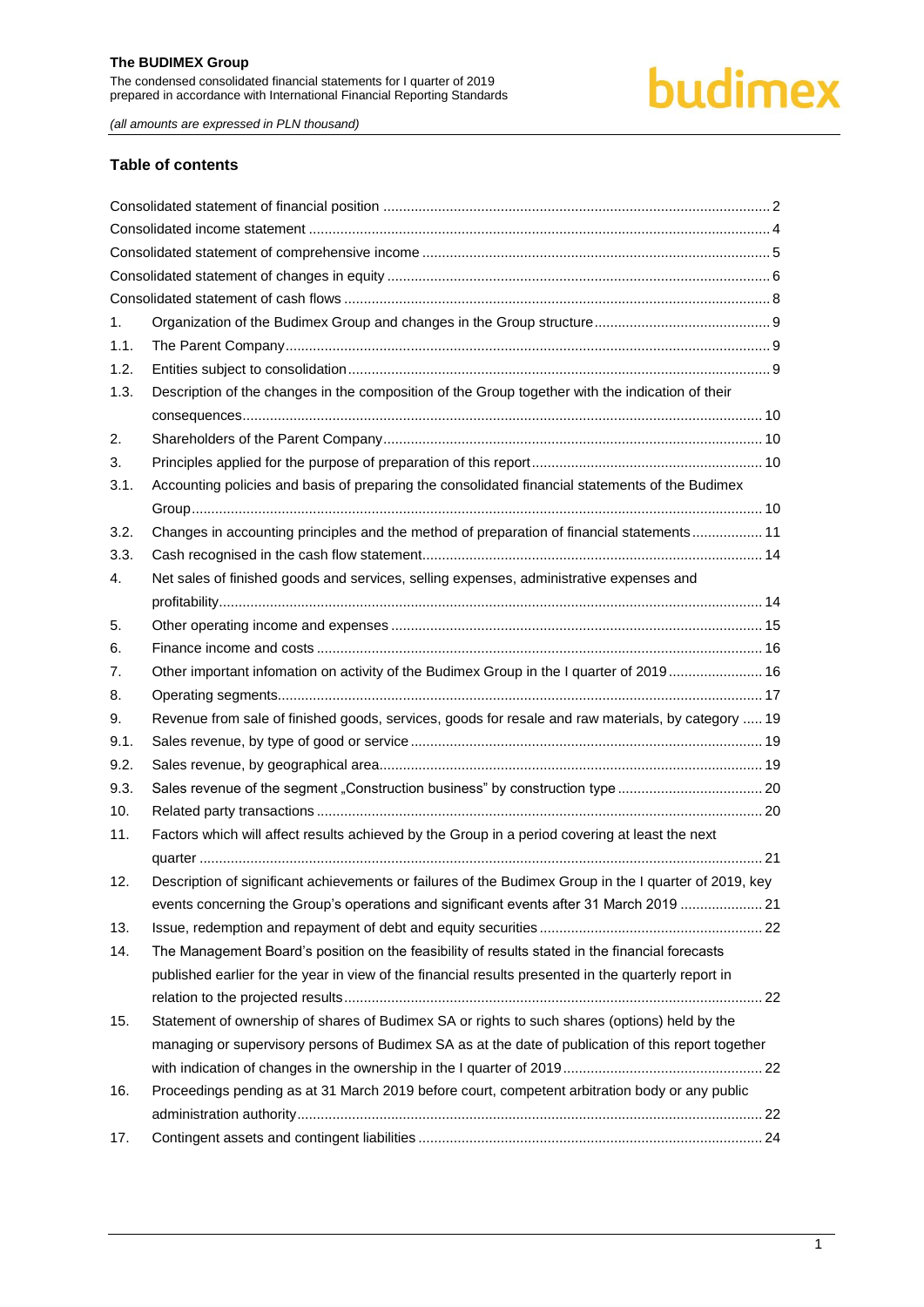## Table of contents

- Consolidated statement of financial position ....... 2
- Consolidated income statement ....... 4
- Consolidated statement of comprehensive income ....... 5
- Consolidated statement of changes in equity ....... 6
- Consolidated statement of cash flows ....... 8
- 1. Organization of the Budimex Group and changes in the Group structure ....... 9
- 1.1. The Parent Company ....... 9
- 1.2. Entities subject to consolidation ....... 9
- 1.3. Description of the changes in the composition of the Group together with the indication of their consequences ....... 10
- 2. Shareholders of the Parent Company ....... 10
- 3. Principles applied for the purpose of preparation of this report ....... 10
- 3.1. Accounting policies and basis of preparing the consolidated financial statements of the Budimex Group ....... 10
- 3.2. Changes in accounting principles and the method of preparation of financial statements ....... 11
- 3.3. Cash recognised in the cash flow statement ....... 14
- 4. Net sales of finished goods and services, selling expenses, administrative expenses and profitability ....... 14
- 5. Other operating income and expenses ....... 15
- 6. Finance income and costs ....... 16
- 7. Other important infomation on activity of the Budimex Group in the I quarter of 2019 ....... 16
- 8. Operating segments ....... 17
- 9. Revenue from sale of finished goods, services, goods for resale and raw materials, by category ....... 19
- 9.1. Sales revenue, by type of good or service ....... 19
- 9.2. Sales revenue, by geographical area ....... 19
- 9.3. Sales revenue of the segment „Construction business" by construction type ....... 20
- 10. Related party transactions ....... 20
- 11. Factors which will affect results achieved by the Group in a period covering at least the next quarter ....... 21
- 12. Description of significant achievements or failures of the Budimex Group in the I quarter of 2019, key events concerning the Group's operations and significant events after 31 March 2019 ....... 21
- 13. Issue, redemption and repayment of debt and equity securities ....... 22
- 14. The Management Board's position on the feasibility of results stated in the financial forecasts published earlier for the year in view of the financial results presented in the quarterly report in relation to the projected results ....... 22
- 15. Statement of ownership of shares of Budimex SA or rights to such shares (options) held by the managing or supervisory persons of Budimex SA as at the date of publication of this report together with indication of changes in the ownership in the I quarter of 2019 ....... 22
- 16. Proceedings pending as at 31 March 2019 before court, competent arbitration body or any public administration authority ....... 22
- 17. Contingent assets and contingent liabilities ....... 24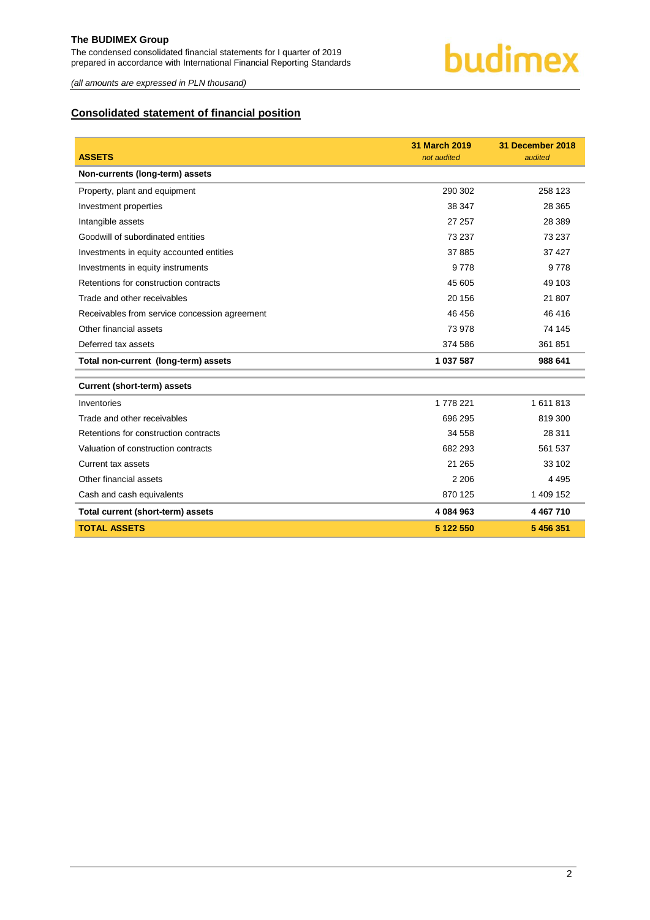## Consolidated statement of financial position

| ASSETS | 31 March 2019 *not audited* | 31 December 2018 *audited* |
|---|---|---|
| **Non-currents (long-term) assets** | | |
| Property, plant and equipment | 290 302 | 258 123 |
| Investment properties | 38 347 | 28 365 |
| Intangible assets | 27 257 | 28 389 |
| Goodwill of subordinated entities | 73 237 | 73 237 |
| Investments in equity accounted entities | 37 885 | 37 427 |
| Investments in equity instruments | 9 778 | 9 778 |
| Retentions for construction contracts | 45 605 | 49 103 |
| Trade and other receivables | 20 156 | 21 807 |
| Receivables from service concession agreement | 46 456 | 46 416 |
| Other financial assets | 73 978 | 74 145 |
| Deferred tax assets | 374 586 | 361 851 |
| **Total non-current (long-term) assets** | **1 037 587** | **988 641** |
| **Current (short-term) assets** | | |
| Inventories | 1 778 221 | 1 611 813 |
| Trade and other receivables | 696 295 | 819 300 |
| Retentions for construction contracts | 34 558 | 28 311 |
| Valuation of construction contracts | 682 293 | 561 537 |
| Current tax assets | 21 265 | 33 102 |
| Other financial assets | 2 206 | 4 495 |
| Cash and cash equivalents | 870 125 | 1 409 152 |
| **Total current (short-term) assets** | **4 084 963** | **4 467 710** |
| **TOTAL ASSETS** | **5 122 550** | **5 456 351** |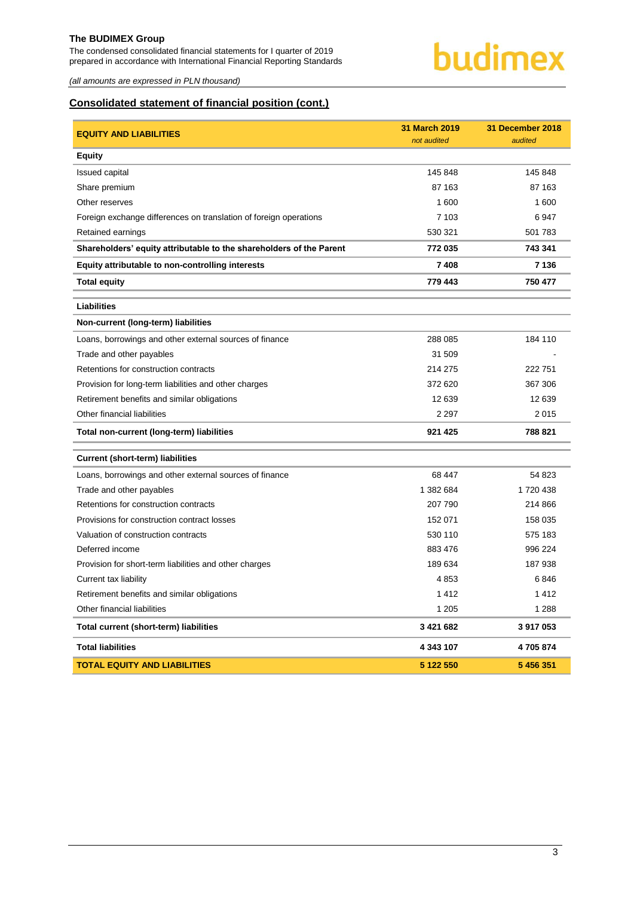## Consolidated statement of financial position (cont.)

| EQUITY AND LIABILITIES | 31 March 2019<br>*not audited* | 31 December 2018<br>*audited* |
|---|---|---|
| **Equity** | | |
| Issued capital | 145 848 | 145 848 |
| Share premium | 87 163 | 87 163 |
| Other reserves | 1 600 | 1 600 |
| Foreign exchange differences on translation of foreign operations | 7 103 | 6 947 |
| Retained earnings | 530 321 | 501 783 |
| **Shareholders' equity attributable to the shareholders of the Parent** | **772 035** | **743 341** |
| **Equity attributable to non-controlling interests** | **7 408** | **7 136** |
| **Total equity** | **779 443** | **750 477** |
| **Liabilities** | | |
| **Non-current (long-term) liabilities** | | |
| Loans, borrowings and other external sources of finance | 288 085 | 184 110 |
| Trade and other payables | 31 509 | - |
| Retentions for construction contracts | 214 275 | 222 751 |
| Provision for long-term liabilities and other charges | 372 620 | 367 306 |
| Retirement benefits and similar obligations | 12 639 | 12 639 |
| Other financial liabilities | 2 297 | 2 015 |
| **Total non-current (long-term) liabilities** | **921 425** | **788 821** |
| **Current (short-term) liabilities** | | |
| Loans, borrowings and other external sources of finance | 68 447 | 54 823 |
| Trade and other payables | 1 382 684 | 1 720 438 |
| Retentions for construction contracts | 207 790 | 214 866 |
| Provisions for construction contract losses | 152 071 | 158 035 |
| Valuation of construction contracts | 530 110 | 575 183 |
| Deferred income | 883 476 | 996 224 |
| Provision for short-term liabilities and other charges | 189 634 | 187 938 |
| Current tax liability | 4 853 | 6 846 |
| Retirement benefits and similar obligations | 1 412 | 1 412 |
| Other financial liabilities | 1 205 | 1 288 |
| **Total current (short-term) liabilities** | **3 421 682** | **3 917 053** |
| **Total liabilities** | **4 343 107** | **4 705 874** |
| **TOTAL EQUITY AND LIABILITIES** | **5 122 550** | **5 456 351** |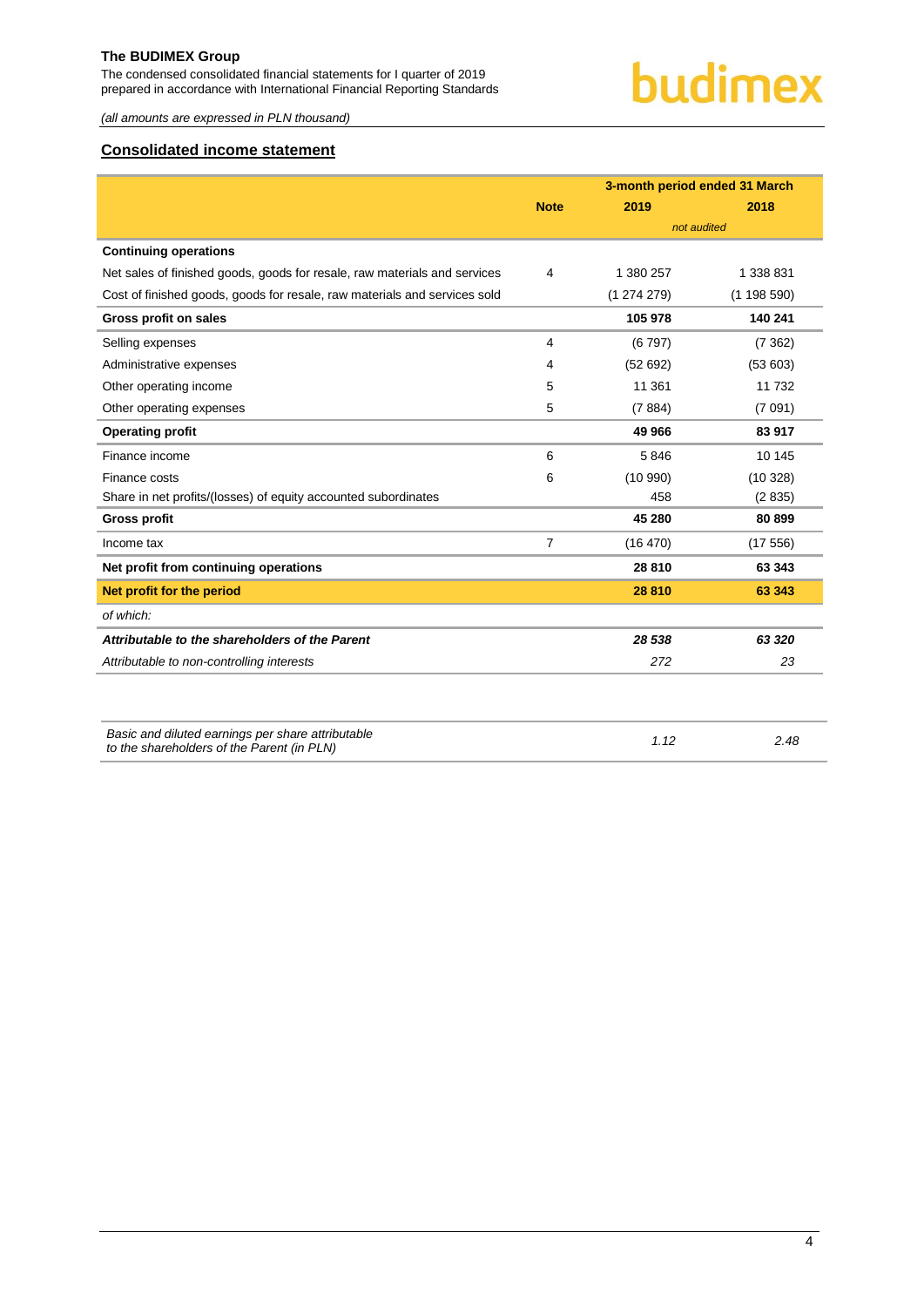*(all amounts are expressed in PLN thousand)*

## Consolidated income statement

| | Note | 3-month period ended 31 March 2019 | 3-month period ended 31 March 2018 |
|---|---|---|---|
| | | *not audited* | *not audited* |
| **Continuing operations** | | | |
| Net sales of finished goods, goods for resale, raw materials and services | 4 | 1 380 257 | 1 338 831 |
| Cost of finished goods, goods for resale, raw materials and services sold | | (1 274 279) | (1 198 590) |
| **Gross profit on sales** | | **105 978** | **140 241** |
| Selling expenses | 4 | (6 797) | (7 362) |
| Administrative expenses | 4 | (52 692) | (53 603) |
| Other operating income | 5 | 11 361 | 11 732 |
| Other operating expenses | 5 | (7 884) | (7 091) |
| **Operating profit** | | **49 966** | **83 917** |
| Finance income | 6 | 5 846 | 10 145 |
| Finance costs | 6 | (10 990) | (10 328) |
| Share in net profits/(losses) of equity accounted subordinates | | 458 | (2 835) |
| **Gross profit** | | **45 280** | **80 899** |
| Income tax | 7 | (16 470) | (17 556) |
| **Net profit from continuing operations** | | **28 810** | **63 343** |
| **Net profit for the period** | | **28 810** | **63 343** |
| *of which:* | | | |
| ***Attributable to the shareholders of the Parent*** | | ***28 538*** | ***63 320*** |
| *Attributable to non-controlling interests* | | *272* | *23* |

| | 2019 | 2018 |
|---|---|---|
| *Basic and diluted earnings per share attributable to the shareholders of the Parent (in PLN)* | *1.12* | *2.48* |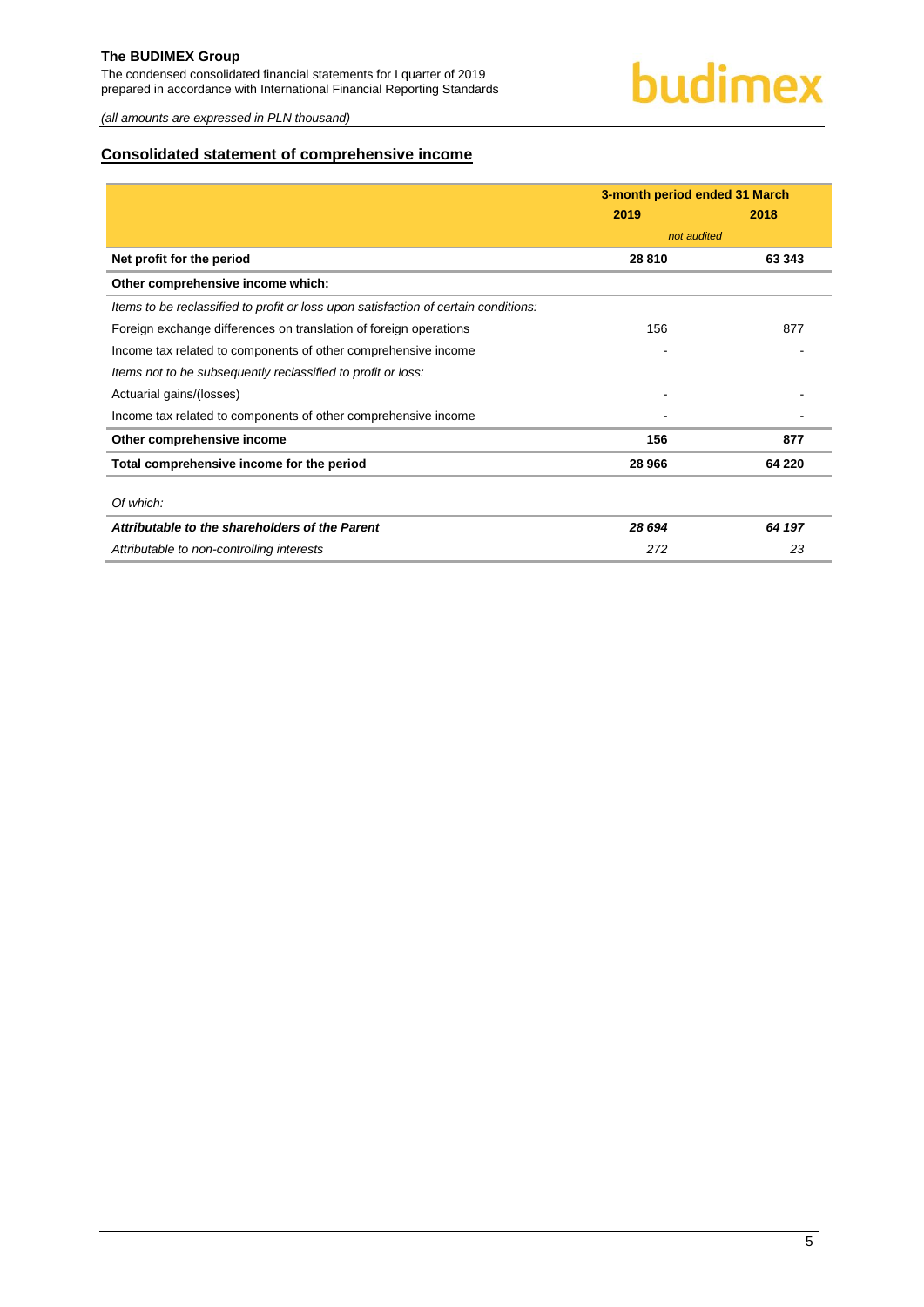*(all amounts are expressed in PLN thousand)*

## Consolidated statement of comprehensive income

| | 3-month period ended 31 March | |
|---|---|---|
| | 2019 | 2018 |
| | *not audited* | |
| **Net profit for the period** | **28 810** | **63 343** |
| **Other comprehensive income which:** | | |
| *Items to be reclassified to profit or loss upon satisfaction of certain conditions:* | | |
| Foreign exchange differences on translation of foreign operations | 156 | 877 |
| Income tax related to components of other comprehensive income | - | - |
| *Items not to be subsequently reclassified to profit or loss:* | | |
| Actuarial gains/(losses) | - | - |
| Income tax related to components of other comprehensive income | - | - |
| **Other comprehensive income** | **156** | **877** |
| **Total comprehensive income for the period** | **28 966** | **64 220** |
| | | |
| *Of which:* | | |
| ***Attributable to the shareholders of the Parent*** | ***28 694*** | ***64 197*** |
| *Attributable to non-controlling interests* | *272* | *23* |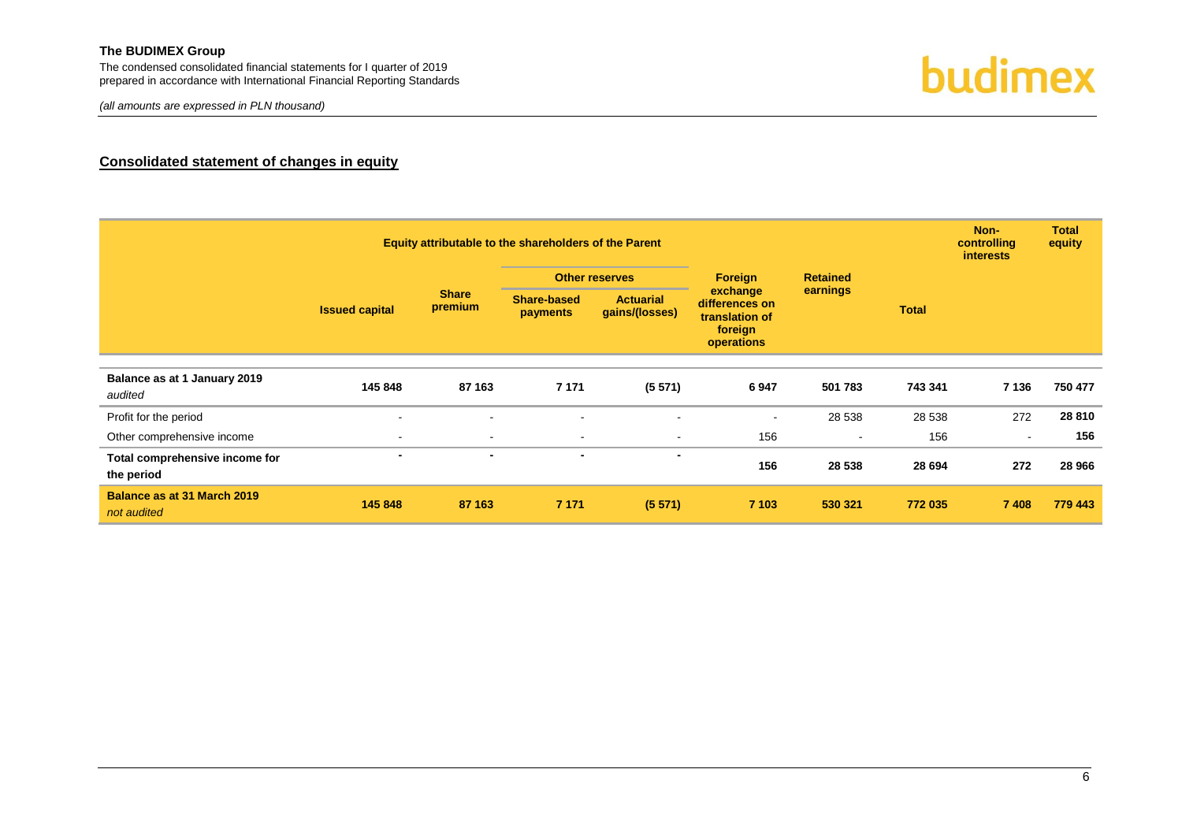## Consolidated statement of changes in equity

| | Equity attributable to the shareholders of the Parent | | | | | | | Non-controlling interests | Total equity |
|---|---|---|---|---|---|---|---|---|---|
| | | | Other reserves | | | | | | |
| | Issued capital | Share premium | Share-based payments | Actuarial gains/(losses) | Foreign exchange differences on translation of foreign operations | Retained earnings | Total | | |
| **Balance as at 1 January 2019** *audited* | **145 848** | **87 163** | **7 171** | **(5 571)** | **6 947** | **501 783** | **743 341** | **7 136** | **750 477** |
| Profit for the period | - | - | - | - | - | 28 538 | 28 538 | 272 | **28 810** |
| Other comprehensive income | - | - | - | - | 156 | - | 156 | - | **156** |
| **Total comprehensive income for the period** | **-** | **-** | **-** | **-** | **156** | **28 538** | **28 694** | **272** | **28 966** |
| **Balance as at 31 March 2019** *not audited* | **145 848** | **87 163** | **7 171** | **(5 571)** | **7 103** | **530 321** | **772 035** | **7 408** | **779 443** |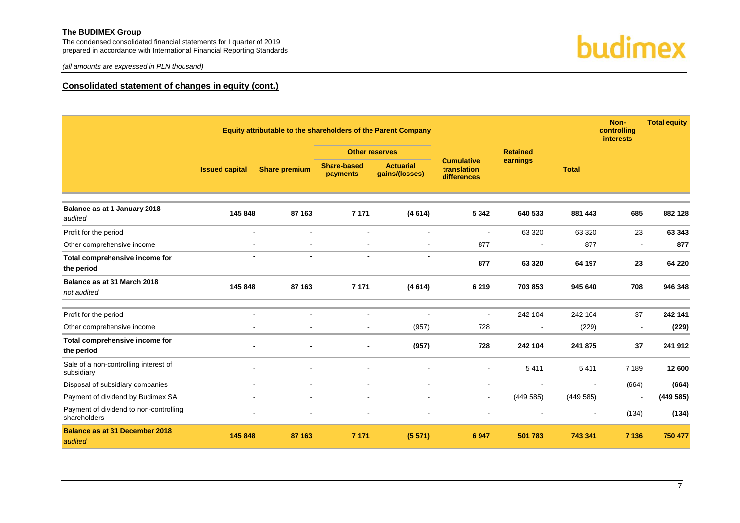## Consolidated statement of changes in equity (cont.)

*(all amounts are expressed in PLN thousand)*

| | Equity attributable to the shareholders of the Parent Company | | | | | | | Non-controlling interests | Total equity |
|---|---|---|---|---|---|---|---|---|---|
| | | | Other reserves | | | | | | |
| | Issued capital | Share premium | Share-based payments | Actuarial gains/(losses) | Cumulative translation differences | Retained earnings | Total | | |
| **Balance as at 1 January 2018** *audited* | **145 848** | **87 163** | **7 171** | **(4 614)** | **5 342** | **640 533** | **881 443** | **685** | **882 128** |
| Profit for the period | - | - | - | - | - | 63 320 | 63 320 | 23 | **63 343** |
| Other comprehensive income | - | - | - | - | 877 | - | 877 | - | **877** |
| **Total comprehensive income for the period** | **-** | **-** | **-** | **-** | **877** | **63 320** | **64 197** | **23** | **64 220** |
| **Balance as at 31 March 2018** *not audited* | **145 848** | **87 163** | **7 171** | **(4 614)** | **6 219** | **703 853** | **945 640** | **708** | **946 348** |
| Profit for the period | - | - | - | - | - | 242 104 | 242 104 | 37 | **242 141** |
| Other comprehensive income | - | - | - | (957) | 728 | - | (229) | - | **(229)** |
| **Total comprehensive income for the period** | **-** | **-** | **-** | **(957)** | **728** | **242 104** | **241 875** | **37** | **241 912** |
| Sale of a non-controlling interest of subsidiary | - | - | - | - | - | 5 411 | 5 411 | 7 189 | **12 600** |
| Disposal of subsidiary companies | - | - | - | - | - | - | - | (664) | **(664)** |
| Payment of dividend by Budimex SA | - | - | - | - | - | (449 585) | (449 585) | - | **(449 585)** |
| Payment of dividend to non-controlling shareholders | - | - | - | - | - | - | - | (134) | **(134)** |
| **Balance as at 31 December 2018** *audited* | **145 848** | **87 163** | **7 171** | **(5 571)** | **6 947** | **501 783** | **743 341** | **7 136** | **750 477** |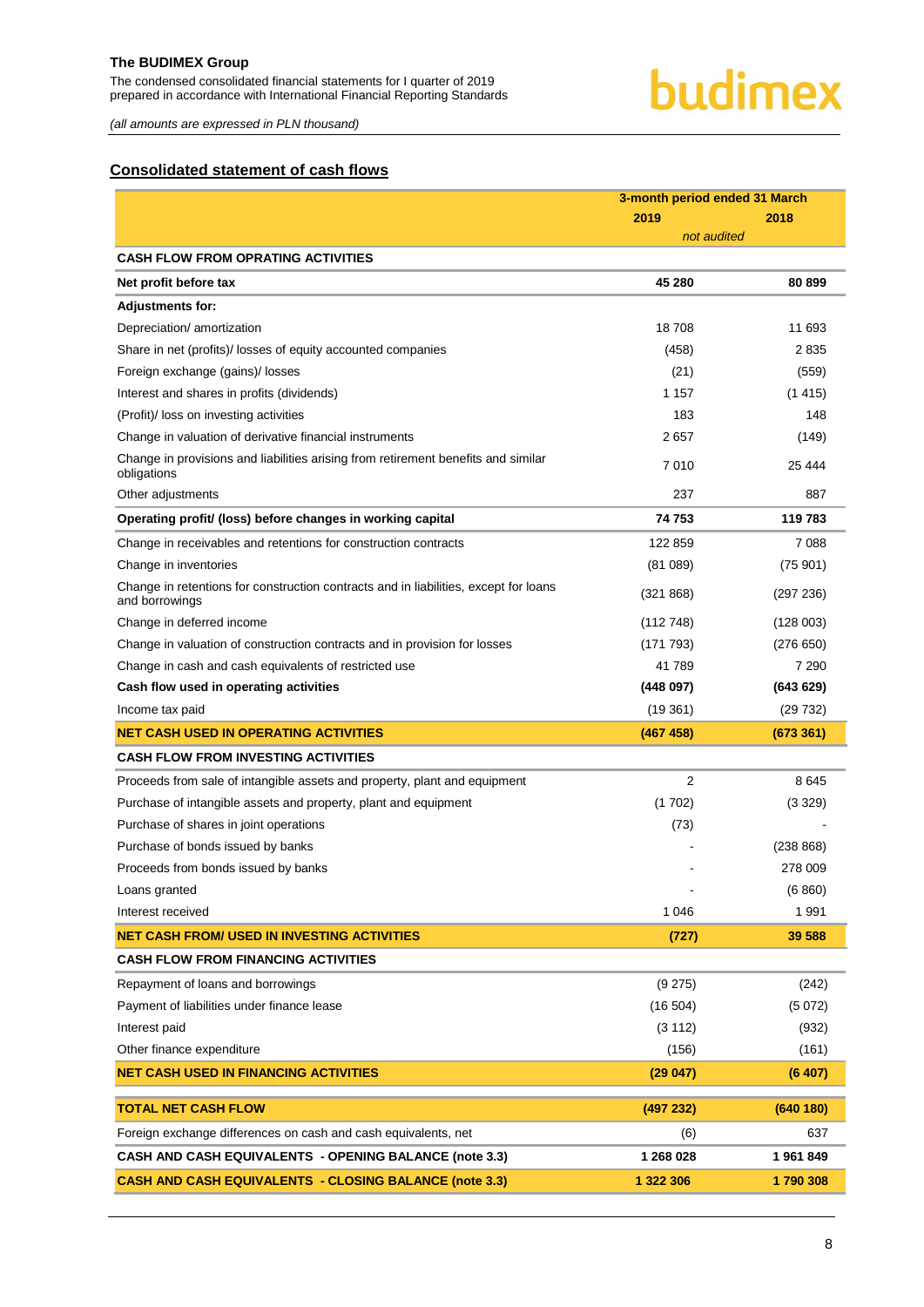## Consolidated statement of cash flows

| | 3-month period ended 31 March | |
|---|---|---|
| | 2019 | 2018 |
| | *not audited* | |
| **CASH FLOW FROM OPRATING ACTIVITIES** | | |
| **Net profit before tax** | **45 280** | **80 899** |
| **Adjustments for:** | | |
| Depreciation/ amortization | 18 708 | 11 693 |
| Share in net (profits)/ losses of equity accounted companies | (458) | 2 835 |
| Foreign exchange (gains)/ losses | (21) | (559) |
| Interest and shares in profits (dividends) | 1 157 | (1 415) |
| (Profit)/ loss on investing activities | 183 | 148 |
| Change in valuation of derivative financial instruments | 2 657 | (149) |
| Change in provisions and liabilities arising from retirement benefits and similar obligations | 7 010 | 25 444 |
| Other adjustments | 237 | 887 |
| **Operating profit/ (loss) before changes in working capital** | **74 753** | **119 783** |
| Change in receivables and retentions for construction contracts | 122 859 | 7 088 |
| Change in inventories | (81 089) | (75 901) |
| Change in retentions for construction contracts and in liabilities, except for loans and borrowings | (321 868) | (297 236) |
| Change in deferred income | (112 748) | (128 003) |
| Change in valuation of construction contracts and in provision for losses | (171 793) | (276 650) |
| Change in cash and cash equivalents of restricted use | 41 789 | 7 290 |
| **Cash flow used in operating activities** | **(448 097)** | **(643 629)** |
| Income tax paid | (19 361) | (29 732) |
| **NET CASH USED IN OPERATING ACTIVITIES** | **(467 458)** | **(673 361)** |
| **CASH FLOW FROM INVESTING ACTIVITIES** | | |
| Proceeds from sale of intangible assets and property, plant and equipment | 2 | 8 645 |
| Purchase of intangible assets and property, plant and equipment | (1 702) | (3 329) |
| Purchase of shares in joint operations | (73) | - |
| Purchase of bonds issued by banks | - | (238 868) |
| Proceeds from bonds issued by banks | - | 278 009 |
| Loans granted | - | (6 860) |
| Interest received | 1 046 | 1 991 |
| **NET CASH FROM/ USED IN INVESTING ACTIVITIES** | **(727)** | **39 588** |
| **CASH FLOW FROM FINANCING ACTIVITIES** | | |
| Repayment of loans and borrowings | (9 275) | (242) |
| Payment of liabilities under finance lease | (16 504) | (5 072) |
| Interest paid | (3 112) | (932) |
| Other finance expenditure | (156) | (161) |
| **NET CASH USED IN FINANCING ACTIVITIES** | **(29 047)** | **(6 407)** |
| **TOTAL NET CASH FLOW** | **(497 232)** | **(640 180)** |
| Foreign exchange differences on cash and cash equivalents, net | (6) | 637 |
| **CASH AND CASH EQUIVALENTS - OPENING BALANCE (note 3.3)** | **1 268 028** | **1 961 849** |
| **CASH AND CASH EQUIVALENTS - CLOSING BALANCE (note 3.3)** | **1 322 306** | **1 790 308** |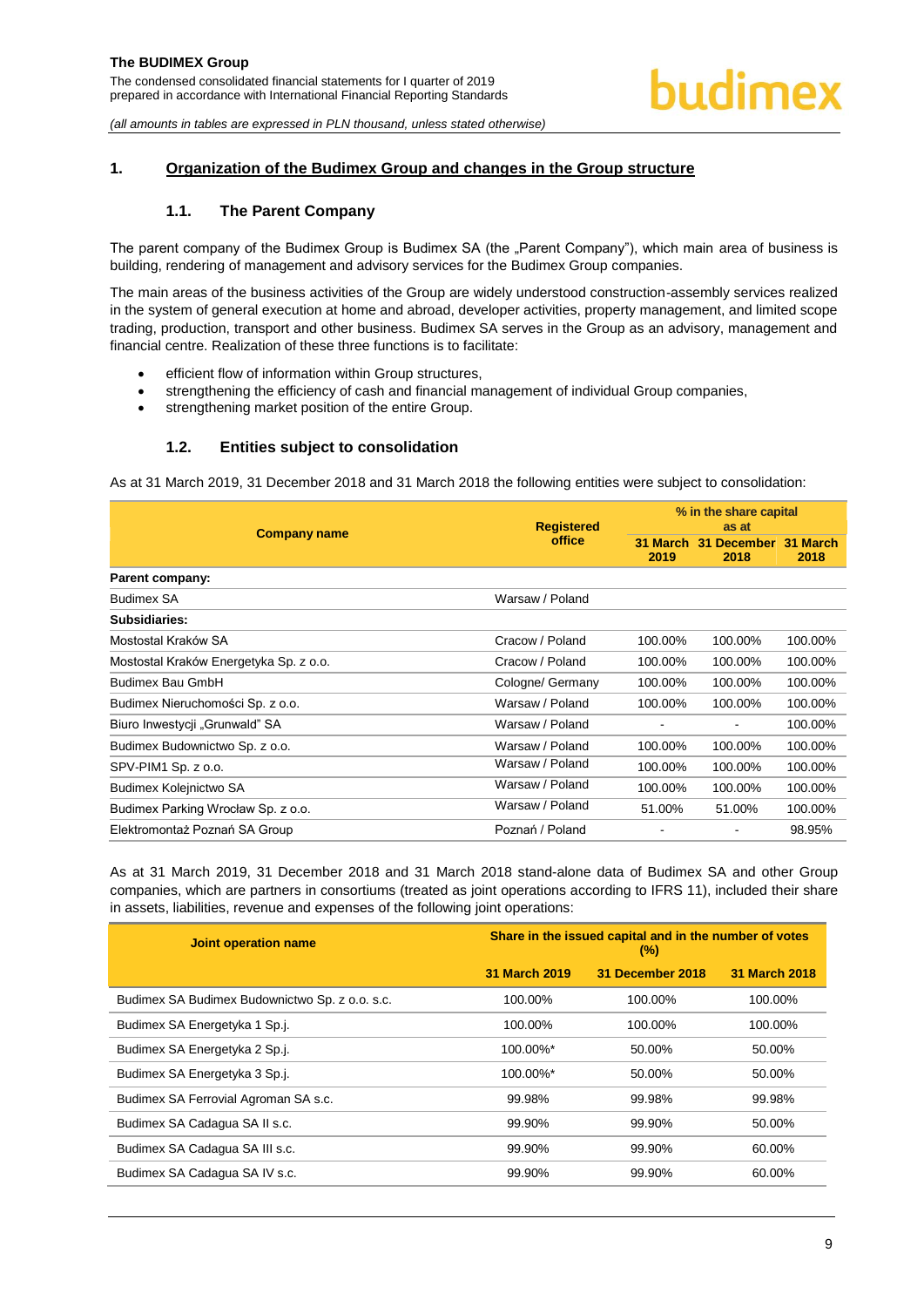## 1. Organization of the Budimex Group and changes in the Group structure

### 1.1. The Parent Company

The parent company of the Budimex Group is Budimex SA (the „Parent Company"), which main area of business is building, rendering of management and advisory services for the Budimex Group companies.

The main areas of the business activities of the Group are widely understood construction-assembly services realized in the system of general execution at home and abroad, developer activities, property management, and limited scope trading, production, transport and other business. Budimex SA serves in the Group as an advisory, management and financial centre. Realization of these three functions is to facilitate:

- efficient flow of information within Group structures,
- strengthening the efficiency of cash and financial management of individual Group companies,
- strengthening market position of the entire Group.

### 1.2. Entities subject to consolidation

As at 31 March 2019, 31 December 2018 and 31 March 2018 the following entities were subject to consolidation:

| Company name | Registered office | % in the share capital as at | | |
|---|---|---|---|---|
| | | 31 March 2019 | 31 December 2018 | 31 March 2018 |
| **Parent company:** | | | | |
| Budimex SA | Warsaw / Poland | | | |
| **Subsidiaries:** | | | | |
| Mostostal Kraków SA | Cracow / Poland | 100.00% | 100.00% | 100.00% |
| Mostostal Kraków Energetyka Sp. z o.o. | Cracow / Poland | 100.00% | 100.00% | 100.00% |
| Budimex Bau GmbH | Cologne/ Germany | 100.00% | 100.00% | 100.00% |
| Budimex Nieruchomości Sp. z o.o. | Warsaw / Poland | 100.00% | 100.00% | 100.00% |
| Biuro Inwestycji „Grunwald" SA | Warsaw / Poland | - | - | 100.00% |
| Budimex Budownictwo Sp. z o.o. | Warsaw / Poland | 100.00% | 100.00% | 100.00% |
| SPV-PIM1 Sp. z o.o. | Warsaw / Poland | 100.00% | 100.00% | 100.00% |
| Budimex Kolejnictwo SA | Warsaw / Poland | 100.00% | 100.00% | 100.00% |
| Budimex Parking Wrocław Sp. z o.o. | Warsaw / Poland | 51.00% | 51.00% | 100.00% |
| Elektromontaż Poznań SA Group | Poznań / Poland | - | - | 98.95% |

As at 31 March 2019, 31 December 2018 and 31 March 2018 stand-alone data of Budimex SA and other Group companies, which are partners in consortiums (treated as joint operations according to IFRS 11), included their share in assets, liabilities, revenue and expenses of the following joint operations:

| Joint operation name | Share in the issued capital and in the number of votes (%) | | |
|---|---|---|---|
| | 31 March 2019 | 31 December 2018 | 31 March 2018 |
| Budimex SA Budimex Budownictwo Sp. z o.o. s.c. | 100.00% | 100.00% | 100.00% |
| Budimex SA Energetyka 1 Sp.j. | 100.00% | 100.00% | 100.00% |
| Budimex SA Energetyka 2 Sp.j. | 100.00%* | 50.00% | 50.00% |
| Budimex SA Energetyka 3 Sp.j. | 100.00%* | 50.00% | 50.00% |
| Budimex SA Ferrovial Agroman SA s.c. | 99.98% | 99.98% | 99.98% |
| Budimex SA Cadagua SA II s.c. | 99.90% | 99.90% | 50.00% |
| Budimex SA Cadagua SA III s.c. | 99.90% | 99.90% | 60.00% |
| Budimex SA Cadagua SA IV s.c. | 99.90% | 99.90% | 60.00% |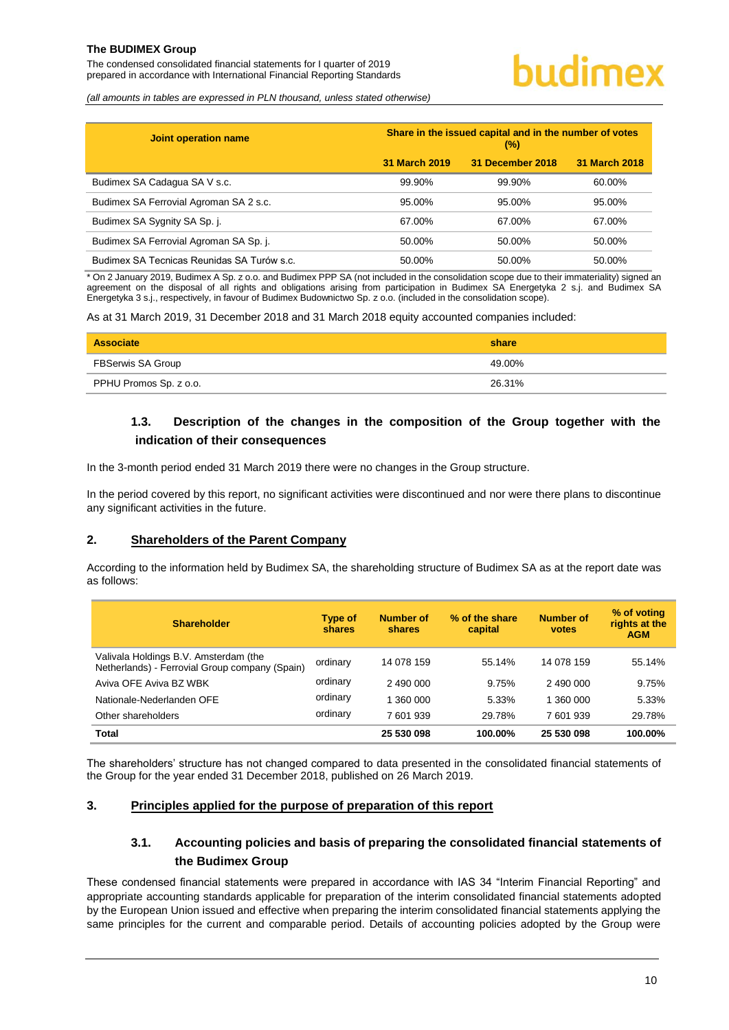| Joint operation name | Share in the issued capital and in the number of votes (%) | | |
|---|---|---|---|
| | 31 March 2019 | 31 December 2018 | 31 March 2018 |
| Budimex SA Cadagua SA V s.c. | 99.90% | 99.90% | 60.00% |
| Budimex SA Ferrovial Agroman SA 2 s.c. | 95.00% | 95.00% | 95.00% |
| Budimex SA Sygnity SA Sp. j. | 67.00% | 67.00% | 67.00% |
| Budimex SA Ferrovial Agroman SA Sp. j. | 50.00% | 50.00% | 50.00% |
| Budimex SA Tecnicas Reunidas SA Turów s.c. | 50.00% | 50.00% | 50.00% |

* On 2 January 2019, Budimex A Sp. z o.o. and Budimex PPP SA (not included in the consolidation scope due to their immateriality) signed an agreement on the disposal of all rights and obligations arising from participation in Budimex SA Energetyka 2 s.j. and Budimex SA Energetyka 3 s.j., respectively, in favour of Budimex Budownictwo Sp. z o.o. (included in the consolidation scope).

As at 31 March 2019, 31 December 2018 and 31 March 2018 equity accounted companies included:

| Associate | share |
|---|---|
| FBSerwis SA Group | 49.00% |
| PPHU Promos Sp. z o.o. | 26.31% |

### 1.3. Description of the changes in the composition of the Group together with the indication of their consequences

In the 3-month period ended 31 March 2019 there were no changes in the Group structure.

In the period covered by this report, no significant activities were discontinued and nor were there plans to discontinue any significant activities in the future.

## 2. Shareholders of the Parent Company

According to the information held by Budimex SA, the shareholding structure of Budimex SA as at the report date was as follows:

| Shareholder | Type of shares | Number of shares | % of the share capital | Number of votes | % of voting rights at the AGM |
|---|---|---|---|---|---|
| Valivala Holdings B.V. Amsterdam (the Netherlands) - Ferrovial Group company (Spain) | ordinary | 14 078 159 | 55.14% | 14 078 159 | 55.14% |
| Aviva OFE Aviva BZ WBK | ordinary | 2 490 000 | 9.75% | 2 490 000 | 9.75% |
| Nationale-Nederlanden OFE | ordinary | 1 360 000 | 5.33% | 1 360 000 | 5.33% |
| Other shareholders | ordinary | 7 601 939 | 29.78% | 7 601 939 | 29.78% |
| **Total** | | **25 530 098** | **100.00%** | **25 530 098** | **100.00%** |

The shareholders' structure has not changed compared to data presented in the consolidated financial statements of the Group for the year ended 31 December 2018, published on 26 March 2019.

## 3. Principles applied for the purpose of preparation of this report

### 3.1. Accounting policies and basis of preparing the consolidated financial statements of the Budimex Group

These condensed financial statements were prepared in accordance with IAS 34 "Interim Financial Reporting" and appropriate accounting standards applicable for preparation of the interim consolidated financial statements adopted by the European Union issued and effective when preparing the interim consolidated financial statements applying the same principles for the current and comparable period. Details of accounting policies adopted by the Group were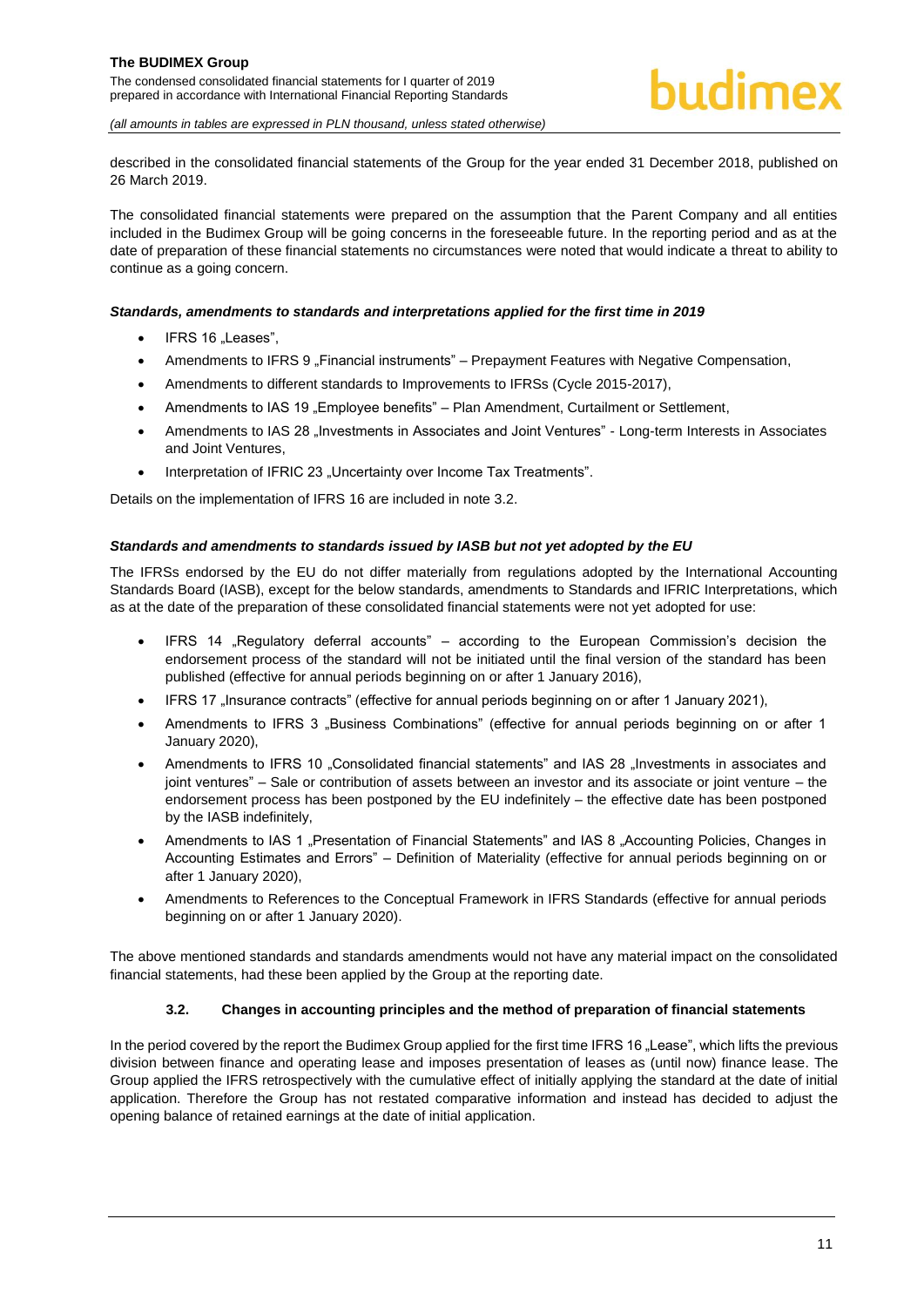described in the consolidated financial statements of the Group for the year ended 31 December 2018, published on 26 March 2019.

The consolidated financial statements were prepared on the assumption that the Parent Company and all entities included in the Budimex Group will be going concerns in the foreseeable future. In the reporting period and as at the date of preparation of these financial statements no circumstances were noted that would indicate a threat to ability to continue as a going concern.

***Standards, amendments to standards and interpretations applied for the first time in 2019***

- IFRS 16 „Leases",
- Amendments to IFRS 9 „Financial instruments" – Prepayment Features with Negative Compensation,
- Amendments to different standards to Improvements to IFRSs (Cycle 2015-2017),
- Amendments to IAS 19 „Employee benefits" – Plan Amendment, Curtailment or Settlement,
- Amendments to IAS 28 „Investments in Associates and Joint Ventures" - Long-term Interests in Associates and Joint Ventures,
- Interpretation of IFRIC 23 „Uncertainty over Income Tax Treatments".

Details on the implementation of IFRS 16 are included in note 3.2.

***Standards and amendments to standards issued by IASB but not yet adopted by the EU***

The IFRSs endorsed by the EU do not differ materially from regulations adopted by the International Accounting Standards Board (IASB), except for the below standards, amendments to Standards and IFRIC Interpretations, which as at the date of the preparation of these consolidated financial statements were not yet adopted for use:

- IFRS 14 „Regulatory deferral accounts" – according to the European Commission's decision the endorsement process of the standard will not be initiated until the final version of the standard has been published (effective for annual periods beginning on or after 1 January 2016),
- IFRS 17 „Insurance contracts" (effective for annual periods beginning on or after 1 January 2021),
- Amendments to IFRS 3 „Business Combinations" (effective for annual periods beginning on or after 1 January 2020),
- Amendments to IFRS 10 „Consolidated financial statements" and IAS 28 „Investments in associates and joint ventures" – Sale or contribution of assets between an investor and its associate or joint venture – the endorsement process has been postponed by the EU indefinitely – the effective date has been postponed by the IASB indefinitely,
- Amendments to IAS 1 „Presentation of Financial Statements" and IAS 8 „Accounting Policies, Changes in Accounting Estimates and Errors" – Definition of Materiality (effective for annual periods beginning on or after 1 January 2020),
- Amendments to References to the Conceptual Framework in IFRS Standards (effective for annual periods beginning on or after 1 January 2020).

The above mentioned standards and standards amendments would not have any material impact on the consolidated financial statements, had these been applied by the Group at the reporting date.

### 3.2. Changes in accounting principles and the method of preparation of financial statements

In the period covered by the report the Budimex Group applied for the first time IFRS 16 „Lease", which lifts the previous division between finance and operating lease and imposes presentation of leases as (until now) finance lease. The Group applied the IFRS retrospectively with the cumulative effect of initially applying the standard at the date of initial application. Therefore the Group has not restated comparative information and instead has decided to adjust the opening balance of retained earnings at the date of initial application.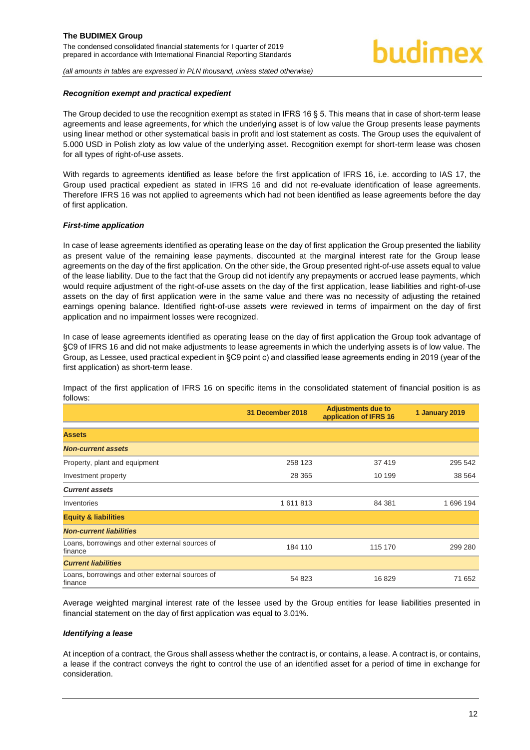#### *Recognition exempt and practical expedient*

The Group decided to use the recognition exempt as stated in IFRS 16 § 5. This means that in case of short-term lease agreements and lease agreements, for which the underlying asset is of low value the Group presents lease payments using linear method or other systematical basis in profit and lost statement as costs. The Group uses the equivalent of 5.000 USD in Polish zloty as low value of the underlying asset. Recognition exempt for short-term lease was chosen for all types of right-of-use assets.

With regards to agreements identified as lease before the first application of IFRS 16, i.e. according to IAS 17, the Group used practical expedient as stated in IFRS 16 and did not re-evaluate identification of lease agreements. Therefore IFRS 16 was not applied to agreements which had not been identified as lease agreements before the day of first application.

#### *First-time application*

In case of lease agreements identified as operating lease on the day of first application the Group presented the liability as present value of the remaining lease payments, discounted at the marginal interest rate for the Group lease agreements on the day of the first application. On the other side, the Group presented right-of-use assets equal to value of the lease liability. Due to the fact that the Group did not identify any prepayments or accrued lease payments, which would require adjustment of the right-of-use assets on the day of the first application, lease liabilities and right-of-use assets on the day of first application were in the same value and there was no necessity of adjusting the retained earnings opening balance. Identified right-of-use assets were reviewed in terms of impairment on the day of first application and no impairment losses were recognized.

In case of lease agreements identified as operating lease on the day of first application the Group took advantage of §C9 of IFRS 16 and did not make adjustments to lease agreements in which the underlying assets is of low value. The Group, as Lessee, used practical expedient in §C9 point c) and classified lease agreements ending in 2019 (year of the first application) as short-term lease.

Impact of the first application of IFRS 16 on specific items in the consolidated statement of financial position is as follows:

| | 31 December 2018 | Adjustments due to application of IFRS 16 | 1 January 2019 |
|---|---|---|---|
| **Assets** | | | |
| ***Non-current assets*** | | | |
| Property, plant and equipment | 258 123 | 37 419 | 295 542 |
| Investment property | 28 365 | 10 199 | 38 564 |
| ***Current assets*** | | | |
| Inventories | 1 611 813 | 84 381 | 1 696 194 |
| **Equity & liabilities** | | | |
| ***Non-current liabilities*** | | | |
| Loans, borrowings and other external sources of finance | 184 110 | 115 170 | 299 280 |
| ***Current liabilities*** | | | |
| Loans, borrowings and other external sources of finance | 54 823 | 16 829 | 71 652 |

Average weighted marginal interest rate of the lessee used by the Group entities for lease liabilities presented in financial statement on the day of first application was equal to 3.01%.

#### *Identifying a lease*

At inception of a contract, the Grous shall assess whether the contract is, or contains, a lease. A contract is, or contains, a lease if the contract conveys the right to control the use of an identified asset for a period of time in exchange for consideration.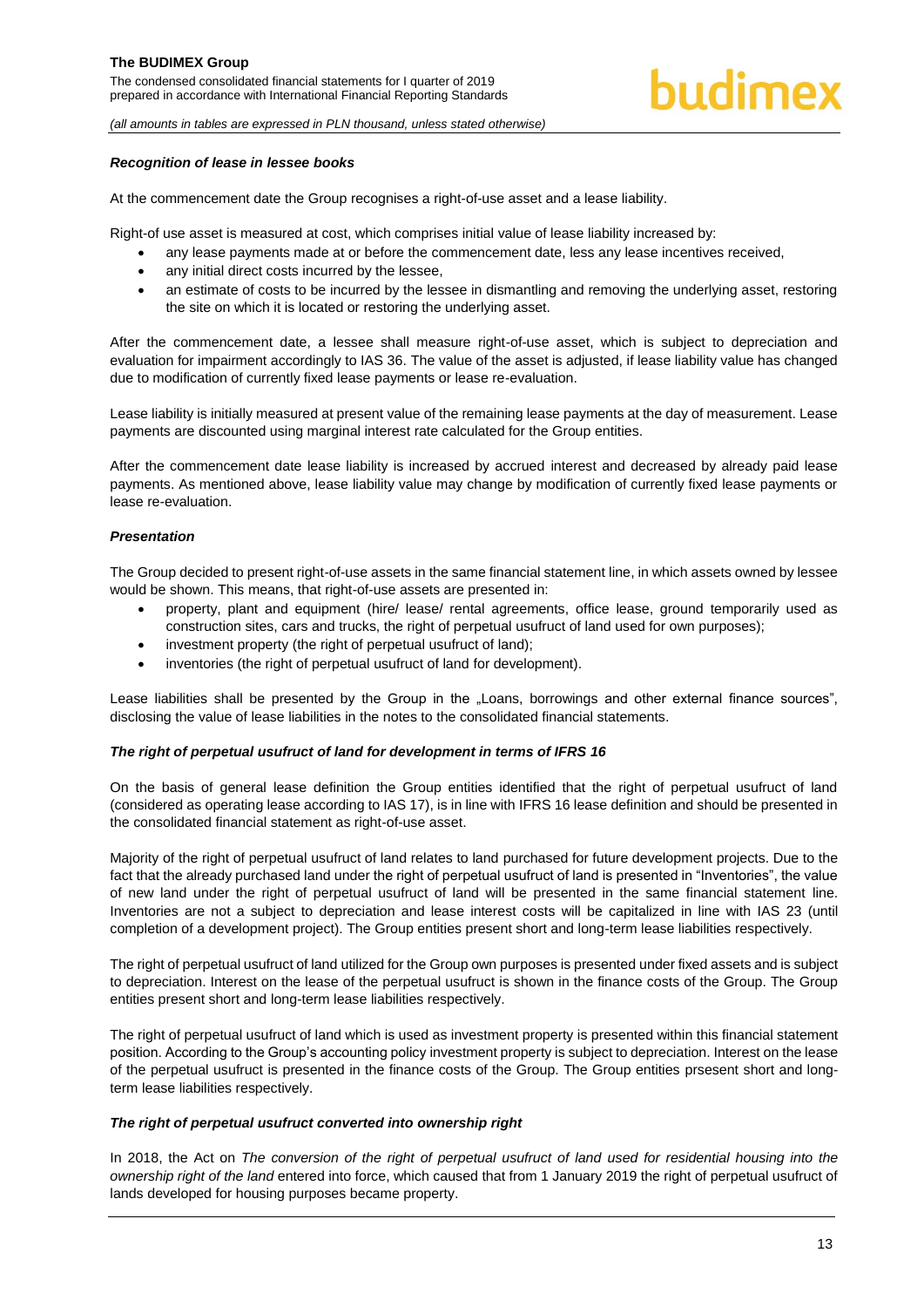#### *Recognition of lease in lessee books*

At the commencement date the Group recognises a right-of-use asset and a lease liability.

Right-of use asset is measured at cost, which comprises initial value of lease liability increased by:

- any lease payments made at or before the commencement date, less any lease incentives received,
- any initial direct costs incurred by the lessee,
- an estimate of costs to be incurred by the lessee in dismantling and removing the underlying asset, restoring the site on which it is located or restoring the underlying asset.

After the commencement date, a lessee shall measure right-of-use asset, which is subject to depreciation and evaluation for impairment accordingly to IAS 36. The value of the asset is adjusted, if lease liability value has changed due to modification of currently fixed lease payments or lease re-evaluation.

Lease liability is initially measured at present value of the remaining lease payments at the day of measurement. Lease payments are discounted using marginal interest rate calculated for the Group entities.

After the commencement date lease liability is increased by accrued interest and decreased by already paid lease payments. As mentioned above, lease liability value may change by modification of currently fixed lease payments or lease re-evaluation.

#### *Presentation*

The Group decided to present right-of-use assets in the same financial statement line, in which assets owned by lessee would be shown. This means, that right-of-use assets are presented in:

- property, plant and equipment (hire/ lease/ rental agreements, office lease, ground temporarily used as construction sites, cars and trucks, the right of perpetual usufruct of land used for own purposes);
- investment property (the right of perpetual usufruct of land);
- inventories (the right of perpetual usufruct of land for development).

Lease liabilities shall be presented by the Group in the „Loans, borrowings and other external finance sources", disclosing the value of lease liabilities in the notes to the consolidated financial statements.

#### *The right of perpetual usufruct of land for development in terms of IFRS 16*

On the basis of general lease definition the Group entities identified that the right of perpetual usufruct of land (considered as operating lease according to IAS 17), is in line with IFRS 16 lease definition and should be presented in the consolidated financial statement as right-of-use asset.

Majority of the right of perpetual usufruct of land relates to land purchased for future development projects. Due to the fact that the already purchased land under the right of perpetual usufruct of land is presented in "Inventories", the value of new land under the right of perpetual usufruct of land will be presented in the same financial statement line. Inventories are not a subject to depreciation and lease interest costs will be capitalized in line with IAS 23 (until completion of a development project). The Group entities present short and long-term lease liabilities respectively.

The right of perpetual usufruct of land utilized for the Group own purposes is presented under fixed assets and is subject to depreciation. Interest on the lease of the perpetual usufruct is shown in the finance costs of the Group. The Group entities present short and long-term lease liabilities respectively.

The right of perpetual usufruct of land which is used as investment property is presented within this financial statement position. According to the Group's accounting policy investment property is subject to depreciation. Interest on the lease of the perpetual usufruct is presented in the finance costs of the Group. The Group entities prsesent short and long-term lease liabilities respectively.

#### *The right of perpetual usufruct converted into ownership right*

In 2018, the Act on *The conversion of the right of perpetual usufruct of land used for residential housing into the ownership right of the land* entered into force, which caused that from 1 January 2019 the right of perpetual usufruct of lands developed for housing purposes became property.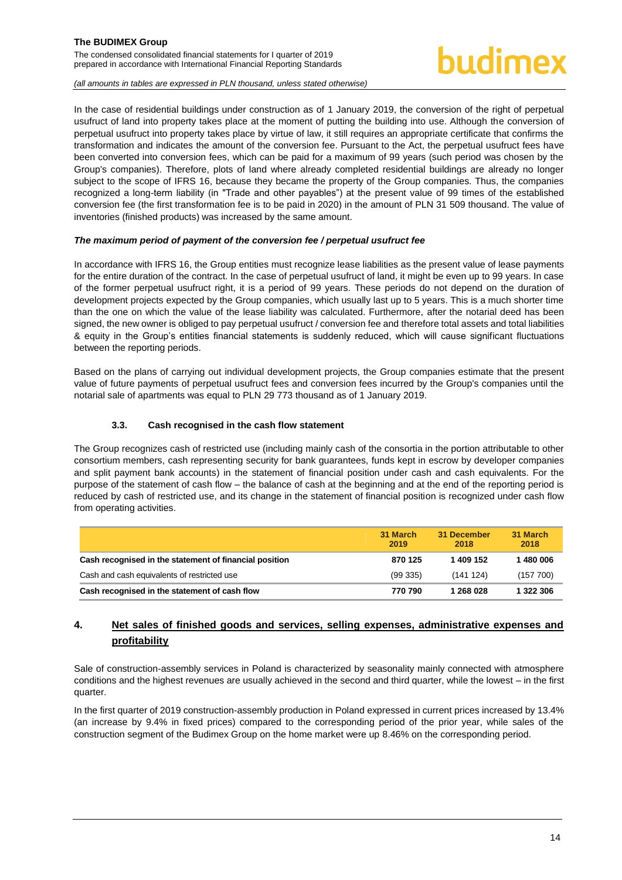In the case of residential buildings under construction as of 1 January 2019, the conversion of the right of perpetual usufruct of land into property takes place at the moment of putting the building into use. Although the conversion of perpetual usufruct into property takes place by virtue of law, it still requires an appropriate certificate that confirms the transformation and indicates the amount of the conversion fee. Pursuant to the Act, the perpetual usufruct fees have been converted into conversion fees, which can be paid for a maximum of 99 years (such period was chosen by the Group's companies). Therefore, plots of land where already completed residential buildings are already no longer subject to the scope of IFRS 16, because they became the property of the Group companies. Thus, the companies recognized a long-term liability (in "Trade and other payables") at the present value of 99 times of the established conversion fee (the first transformation fee is to be paid in 2020) in the amount of PLN 31 509 thousand. The value of inventories (finished products) was increased by the same amount.

***The maximum period of payment of the conversion fee / perpetual usufruct fee***

In accordance with IFRS 16, the Group entities must recognize lease liabilities as the present value of lease payments for the entire duration of the contract. In the case of perpetual usufruct of land, it might be even up to 99 years. In case of the former perpetual usufruct right, it is a period of 99 years. These periods do not depend on the duration of development projects expected by the Group companies, which usually last up to 5 years. This is a much shorter time than the one on which the value of the lease liability was calculated. Furthermore, after the notarial deed has been signed, the new owner is obliged to pay perpetual usufruct / conversion fee and therefore total assets and total liabilities & equity in the Group's entities financial statements is suddenly reduced, which will cause significant fluctuations between the reporting periods.

Based on the plans of carrying out individual development projects, the Group companies estimate that the present value of future payments of perpetual usufruct fees and conversion fees incurred by the Group's companies until the notarial sale of apartments was equal to PLN 29 773 thousand as of 1 January 2019.

### 3.3. Cash recognised in the cash flow statement

The Group recognizes cash of restricted use (including mainly cash of the consortia in the portion attributable to other consortium members, cash representing security for bank guarantees, funds kept in escrow by developer companies and split payment bank accounts) in the statement of financial position under cash and cash equivalents. For the purpose of the statement of cash flow – the balance of cash at the beginning and at the end of the reporting period is reduced by cash of restricted use, and its change in the statement of financial position is recognized under cash flow from operating activities.

| | 31 March 2019 | 31 December 2018 | 31 March 2018 |
|---|---|---|---|
| **Cash recognised in the statement of financial position** | **870 125** | **1 409 152** | **1 480 006** |
| Cash and cash equivalents of restricted use | (99 335) | (141 124) | (157 700) |
| **Cash recognised in the statement of cash flow** | **770 790** | **1 268 028** | **1 322 306** |

## 4. Net sales of finished goods and services, selling expenses, administrative expenses and profitability

Sale of construction-assembly services in Poland is characterized by seasonality mainly connected with atmosphere conditions and the highest revenues are usually achieved in the second and third quarter, while the lowest – in the first quarter.

In the first quarter of 2019 construction-assembly production in Poland expressed in current prices increased by 13.4% (an increase by 9.4% in fixed prices) compared to the corresponding period of the prior year, while sales of the construction segment of the Budimex Group on the home market were up 8.46% on the corresponding period.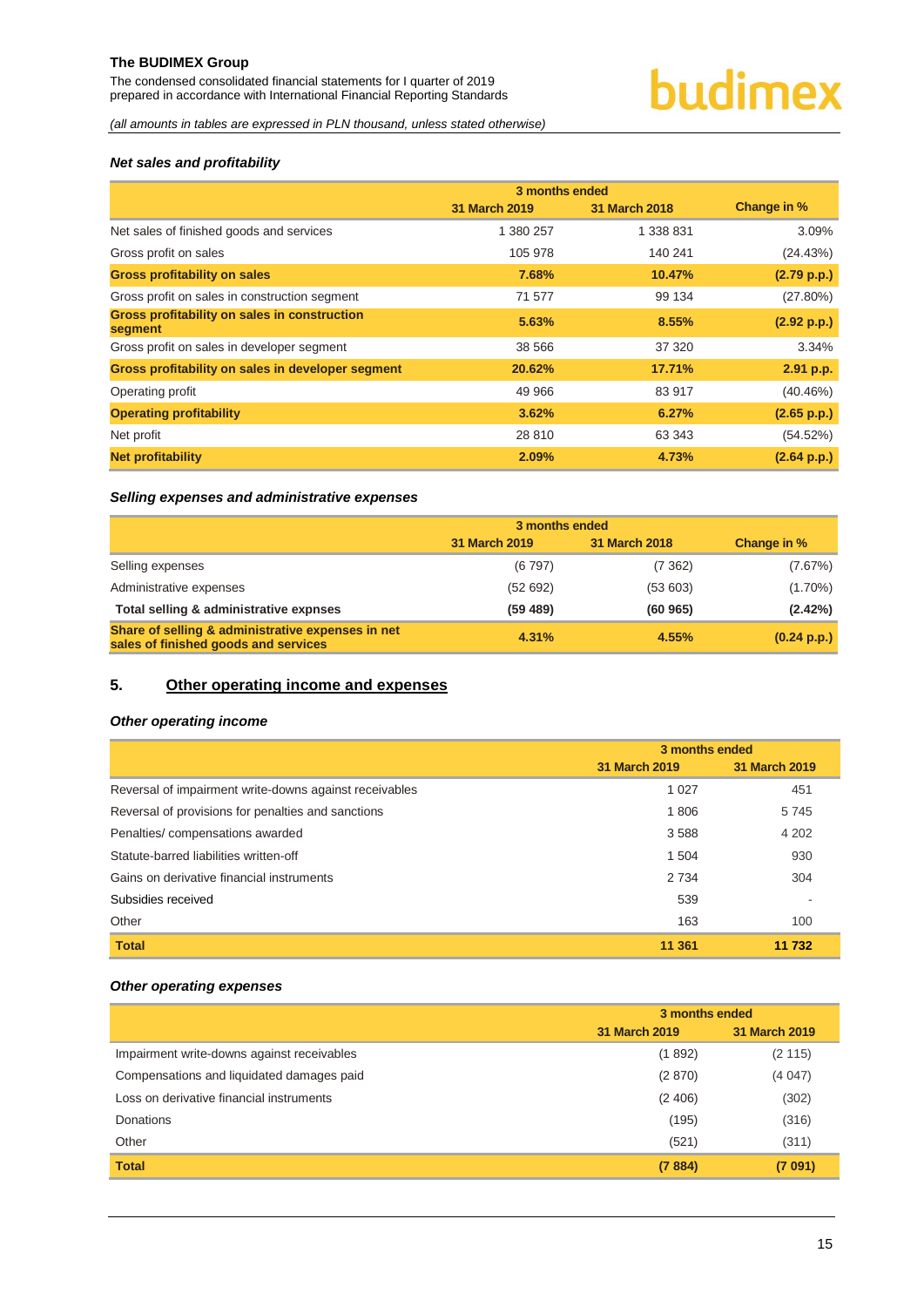### *Net sales and profitability*

| | 3 months ended | | Change in % |
|---|---|---|---|
| | 31 March 2019 | 31 March 2018 | |
| Net sales of finished goods and services | 1 380 257 | 1 338 831 | 3.09% |
| Gross profit on sales | 105 978 | 140 241 | (24.43%) |
| **Gross profitability on sales** | **7.68%** | **10.47%** | **(2.79 p.p.)** |
| Gross profit on sales in construction segment | 71 577 | 99 134 | (27.80%) |
| **Gross profitability on sales in construction segment** | **5.63%** | **8.55%** | **(2.92 p.p.)** |
| Gross profit on sales in developer segment | 38 566 | 37 320 | 3.34% |
| **Gross profitability on sales in developer segment** | **20.62%** | **17.71%** | **2.91 p.p.** |
| Operating profit | 49 966 | 83 917 | (40.46%) |
| **Operating profitability** | **3.62%** | **6.27%** | **(2.65 p.p.)** |
| Net profit | 28 810 | 63 343 | (54.52%) |
| **Net profitability** | **2.09%** | **4.73%** | **(2.64 p.p.)** |

### *Selling expenses and administrative expenses*

| | 3 months ended | | Change in % |
|---|---|---|---|
| | 31 March 2019 | 31 March 2018 | |
| Selling expenses | (6 797) | (7 362) | (7.67%) |
| Administrative expenses | (52 692) | (53 603) | (1.70%) |
| **Total selling & administrative expnses** | **(59 489)** | **(60 965)** | **(2.42%)** |
| **Share of selling & administrative expenses in net sales of finished goods and services** | **4.31%** | **4.55%** | **(0.24 p.p.)** |

## 5. Other operating income and expenses

### *Other operating income*

| | 3 months ended | |
|---|---|---|
| | 31 March 2019 | 31 March 2019 |
| Reversal of impairment write-downs against receivables | 1 027 | 451 |
| Reversal of provisions for penalties and sanctions | 1 806 | 5 745 |
| Penalties/ compensations awarded | 3 588 | 4 202 |
| Statute-barred liabilities written-off | 1 504 | 930 |
| Gains on derivative financial instruments | 2 734 | 304 |
| Subsidies received | 539 | - |
| Other | 163 | 100 |
| **Total** | **11 361** | **11 732** |

### *Other operating expenses*

| | 3 months ended | |
|---|---|---|
| | 31 March 2019 | 31 March 2019 |
| Impairment write-downs against receivables | (1 892) | (2 115) |
| Compensations and liquidated damages paid | (2 870) | (4 047) |
| Loss on derivative financial instruments | (2 406) | (302) |
| Donations | (195) | (316) |
| Other | (521) | (311) |
| **Total** | **(7 884)** | **(7 091)** |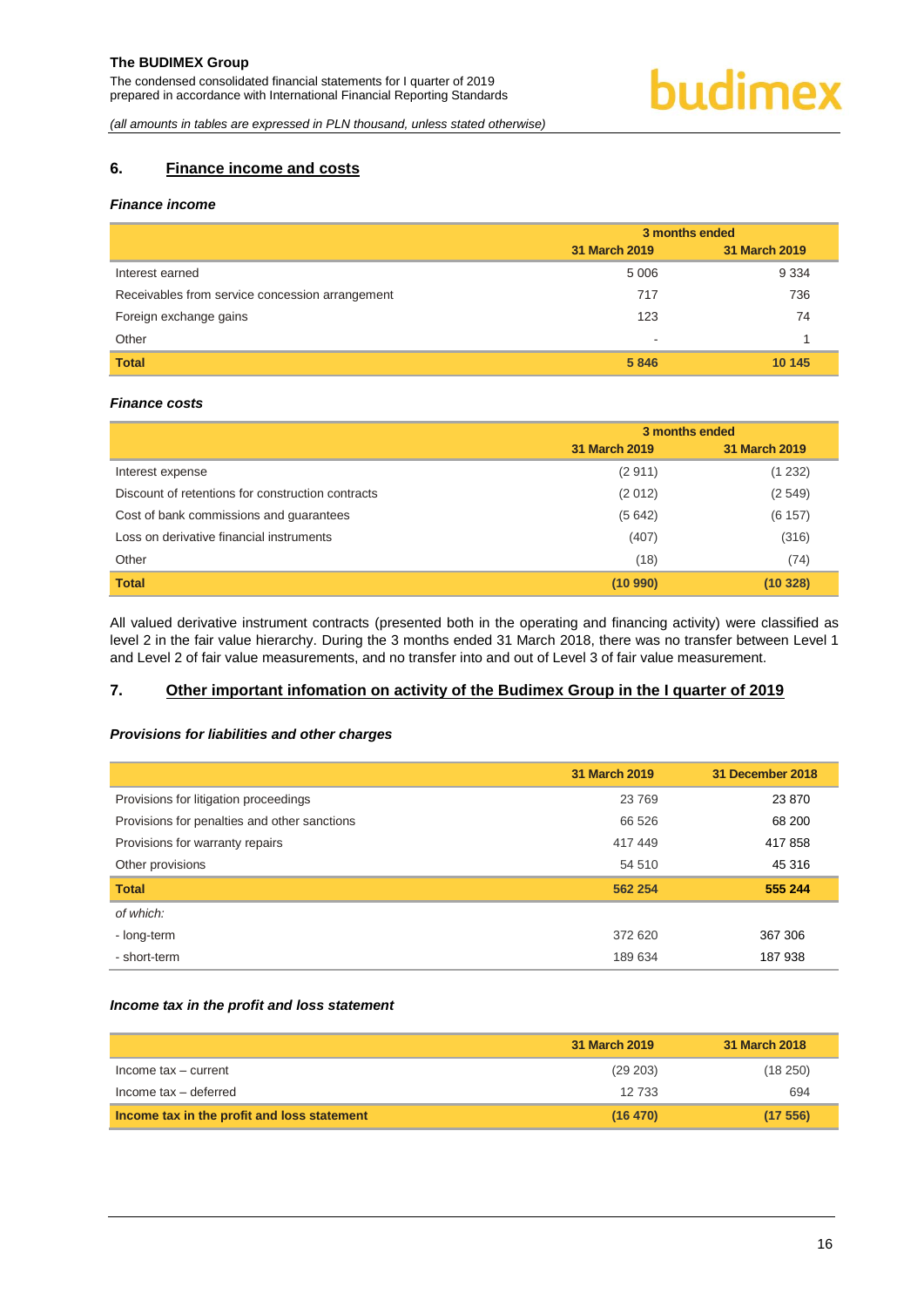## 6. Finance income and costs

***Finance income***

| | 3 months ended | |
|---|---|---|
| | 31 March 2019 | 31 March 2019 |
| Interest earned | 5 006 | 9 334 |
| Receivables from service concession arrangement | 717 | 736 |
| Foreign exchange gains | 123 | 74 |
| Other | - | 1 |
| **Total** | **5 846** | **10 145** |

***Finance costs***

| | 3 months ended | |
|---|---|---|
| | 31 March 2019 | 31 March 2019 |
| Interest expense | (2 911) | (1 232) |
| Discount of retentions for construction contracts | (2 012) | (2 549) |
| Cost of bank commissions and guarantees | (5 642) | (6 157) |
| Loss on derivative financial instruments | (407) | (316) |
| Other | (18) | (74) |
| **Total** | **(10 990)** | **(10 328)** |

All valued derivative instrument contracts (presented both in the operating and financing activity) were classified as level 2 in the fair value hierarchy. During the 3 months ended 31 March 2018, there was no transfer between Level 1 and Level 2 of fair value measurements, and no transfer into and out of Level 3 of fair value measurement.

## 7. Other important infomation on activity of the Budimex Group in the I quarter of 2019

***Provisions for liabilities and other charges***

| | 31 March 2019 | 31 December 2018 |
|---|---|---|
| Provisions for litigation proceedings | 23 769 | 23 870 |
| Provisions for penalties and other sanctions | 66 526 | 68 200 |
| Provisions for warranty repairs | 417 449 | 417 858 |
| Other provisions | 54 510 | 45 316 |
| **Total** | **562 254** | **555 244** |
| *of which:* | | |
| - long-term | 372 620 | 367 306 |
| - short-term | 189 634 | 187 938 |

***Income tax in the profit and loss statement***

| | 31 March 2019 | 31 March 2018 |
|---|---|---|
| Income tax – current | (29 203) | (18 250) |
| Income tax – deferred | 12 733 | 694 |
| **Income tax in the profit and loss statement** | **(16 470)** | **(17 556)** |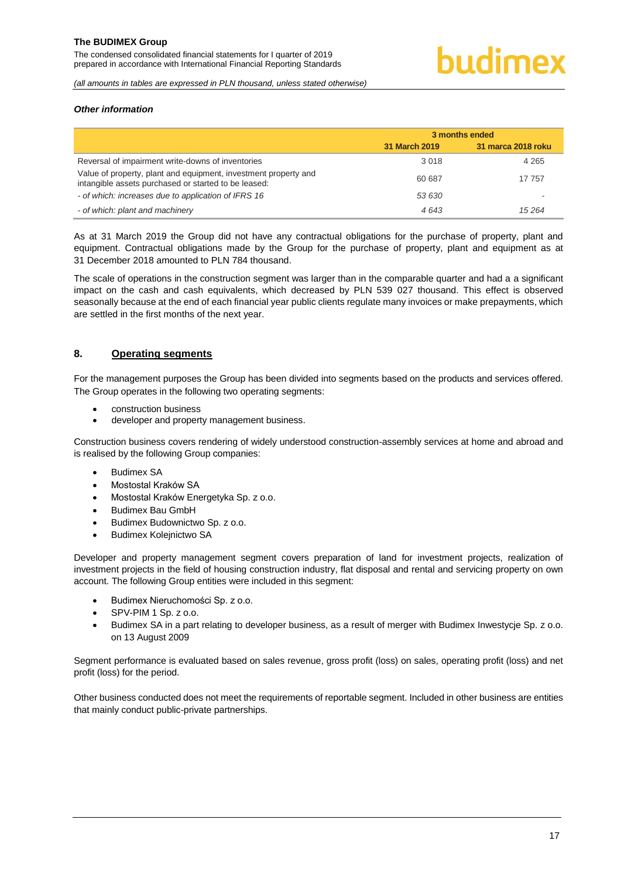*Other information*

| | 3 months ended | |
|---|---|---|
| | 31 March 2019 | 31 marca 2018 roku |
| Reversal of impairment write-downs of inventories | 3 018 | 4 265 |
| Value of property, plant and equipment, investment property and intangible assets purchased or started to be leased: | 60 687 | 17 757 |
| *- of which: increases due to application of IFRS 16* | *53 630* | *-* |
| *- of which: plant and machinery* | *4 643* | *15 264* |

As at 31 March 2019 the Group did not have any contractual obligations for the purchase of property, plant and equipment. Contractual obligations made by the Group for the purchase of property, plant and equipment as at 31 December 2018 amounted to PLN 784 thousand.

The scale of operations in the construction segment was larger than in the comparable quarter and had a a significant impact on the cash and cash equivalents, which decreased by PLN 539 027 thousand. This effect is observed seasonally because at the end of each financial year public clients regulate many invoices or make prepayments, which are settled in the first months of the next year.

## 8. Operating segments

For the management purposes the Group has been divided into segments based on the products and services offered. The Group operates in the following two operating segments:

- construction business
- developer and property management business.

Construction business covers rendering of widely understood construction-assembly services at home and abroad and is realised by the following Group companies:

- Budimex SA
- Mostostal Kraków SA
- Mostostal Kraków Energetyka Sp. z o.o.
- Budimex Bau GmbH
- Budimex Budownictwo Sp. z o.o.
- Budimex Kolejnictwo SA

Developer and property management segment covers preparation of land for investment projects, realization of investment projects in the field of housing construction industry, flat disposal and rental and servicing property on own account. The following Group entities were included in this segment:

- Budimex Nieruchomości Sp. z o.o.
- SPV-PIM 1 Sp. z o.o.
- Budimex SA in a part relating to developer business, as a result of merger with Budimex Inwestycje Sp. z o.o. on 13 August 2009

Segment performance is evaluated based on sales revenue, gross profit (loss) on sales, operating profit (loss) and net profit (loss) for the period.

Other business conducted does not meet the requirements of reportable segment. Included in other business are entities that mainly conduct public-private partnerships.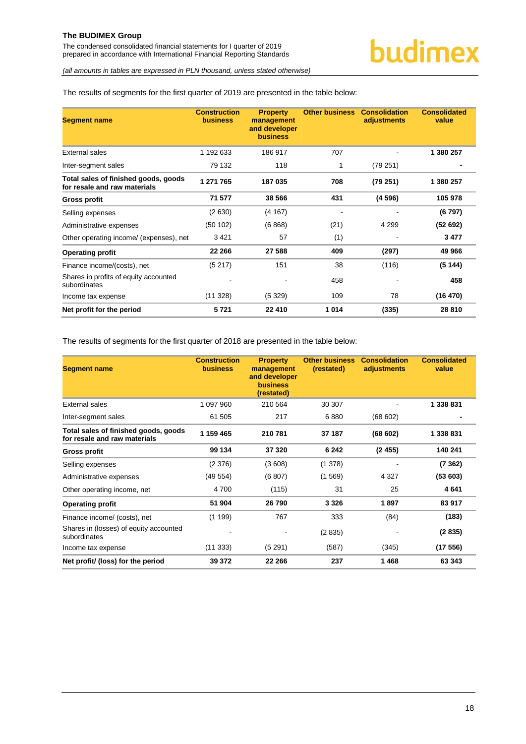The results of segments for the first quarter of 2019 are presented in the table below:

| Segment name | Construction business | Property management and developer business | Other business | Consolidation adjustments | Consolidated value |
|---|---|---|---|---|---|
| External sales | 1 192 633 | 186 917 | 707 | - | **1 380 257** |
| Inter-segment sales | 79 132 | 118 | 1 | (79 251) | **-** |
| **Total sales of finished goods, goods for resale and raw materials** | **1 271 765** | **187 035** | **708** | **(79 251)** | **1 380 257** |
| **Gross profit** | **71 577** | **38 566** | **431** | **(4 596)** | **105 978** |
| Selling expenses | (2 630) | (4 167) | - | - | **(6 797)** |
| Administrative expenses | (50 102) | (6 868) | (21) | 4 299 | **(52 692)** |
| Other operating income/ (expenses), net | 3 421 | 57 | (1) | - | **3 477** |
| **Operating profit** | **22 266** | **27 588** | **409** | **(297)** | **49 966** |
| Finance income/(costs), net | (5 217) | 151 | 38 | (116) | **(5 144)** |
| Shares in profits of equity accounted subordinates | - | - | 458 | - | **458** |
| Income tax expense | (11 328) | (5 329) | 109 | 78 | **(16 470)** |
| **Net profit for the period** | **5 721** | **22 410** | **1 014** | **(335)** | **28 810** |

The results of segments for the first quarter of 2018 are presented in the table below:

| Segment name | Construction business | Property management and developer business (restated) | Other business (restated) | Consolidation adjustments | Consolidated value |
|---|---|---|---|---|---|
| External sales | 1 097 960 | 210 564 | 30 307 | - | **1 338 831** |
| Inter-segment sales | 61 505 | 217 | 6 880 | (68 602) | **-** |
| **Total sales of finished goods, goods for resale and raw materials** | **1 159 465** | **210 781** | **37 187** | **(68 602)** | **1 338 831** |
| **Gross profit** | **99 134** | **37 320** | **6 242** | **(2 455)** | **140 241** |
| Selling expenses | (2 376) | (3 608) | (1 378) | - | **(7 362)** |
| Administrative expenses | (49 554) | (6 807) | (1 569) | 4 327 | **(53 603)** |
| Other operating income, net | 4 700 | (115) | 31 | 25 | **4 641** |
| **Operating profit** | **51 904** | **26 790** | **3 326** | **1 897** | **83 917** |
| Finance income/ (costs), net | (1 199) | 767 | 333 | (84) | **(183)** |
| Shares in (losses) of equity accounted subordinates | - | - | (2 835) | - | **(2 835)** |
| Income tax expense | (11 333) | (5 291) | (587) | (345) | **(17 556)** |
| **Net profit/ (loss) for the period** | **39 372** | **22 266** | **237** | **1 468** | **63 343** |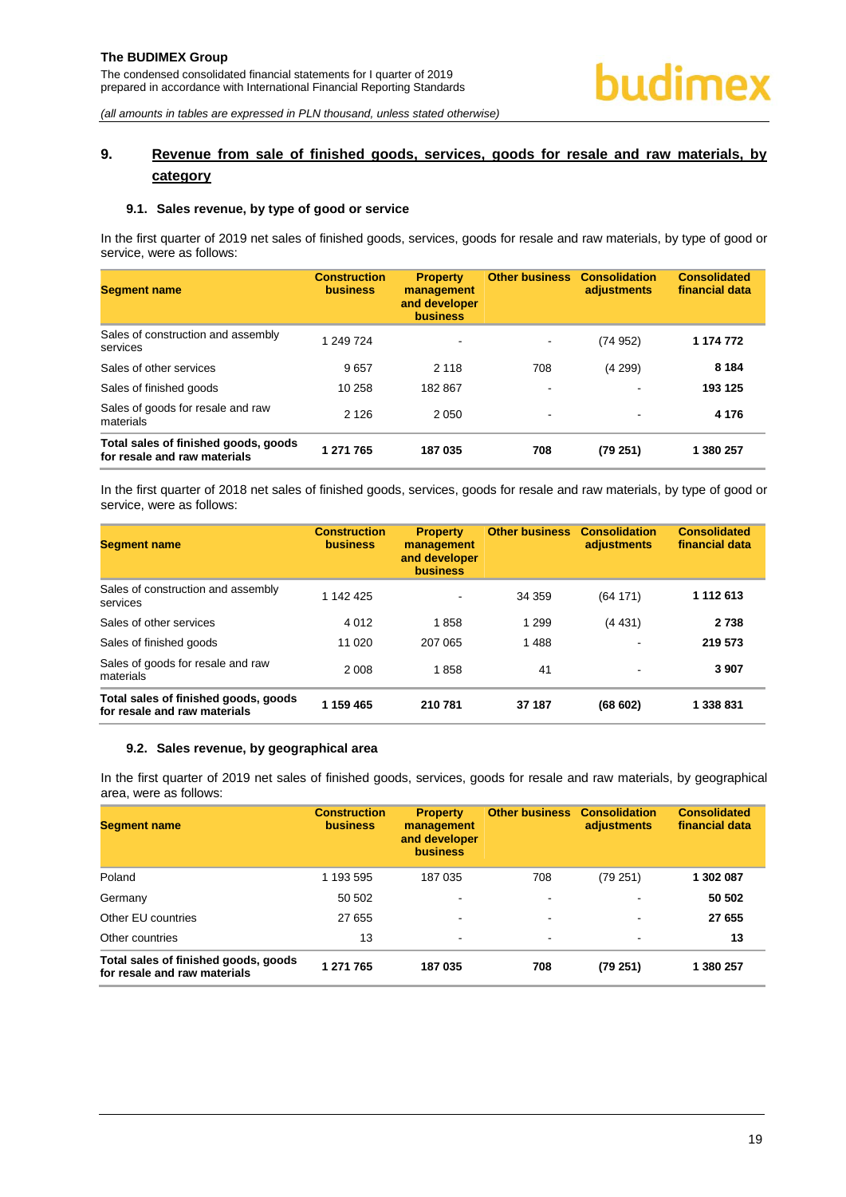## 9. Revenue from sale of finished goods, services, goods for resale and raw materials, by category

### 9.1. Sales revenue, by type of good or service

In the first quarter of 2019 net sales of finished goods, services, goods for resale and raw materials, by type of good or service, were as follows:

| Segment name | Construction business | Property management and developer business | Other business | Consolidation adjustments | Consolidated financial data |
|---|---|---|---|---|---|
| Sales of construction and assembly services | 1 249 724 | - | - | (74 952) | **1 174 772** |
| Sales of other services | 9 657 | 2 118 | 708 | (4 299) | **8 184** |
| Sales of finished goods | 10 258 | 182 867 | - | - | **193 125** |
| Sales of goods for resale and raw materials | 2 126 | 2 050 | - | - | **4 176** |
| **Total sales of finished goods, goods for resale and raw materials** | **1 271 765** | **187 035** | **708** | **(79 251)** | **1 380 257** |

In the first quarter of 2018 net sales of finished goods, services, goods for resale and raw materials, by type of good or service, were as follows:

| Segment name | Construction business | Property management and developer business | Other business | Consolidation adjustments | Consolidated financial data |
|---|---|---|---|---|---|
| Sales of construction and assembly services | 1 142 425 | - | 34 359 | (64 171) | **1 112 613** |
| Sales of other services | 4 012 | 1 858 | 1 299 | (4 431) | **2 738** |
| Sales of finished goods | 11 020 | 207 065 | 1 488 | - | **219 573** |
| Sales of goods for resale and raw materials | 2 008 | 1 858 | 41 | - | **3 907** |
| **Total sales of finished goods, goods for resale and raw materials** | **1 159 465** | **210 781** | **37 187** | **(68 602)** | **1 338 831** |

### 9.2. Sales revenue, by geographical area

In the first quarter of 2019 net sales of finished goods, services, goods for resale and raw materials, by geographical area, were as follows:

| Segment name | Construction business | Property management and developer business | Other business | Consolidation adjustments | Consolidated financial data |
|---|---|---|---|---|---|
| Poland | 1 193 595 | 187 035 | 708 | (79 251) | **1 302 087** |
| Germany | 50 502 | - | - | - | **50 502** |
| Other EU countries | 27 655 | - | - | - | **27 655** |
| Other countries | 13 | - | - | - | **13** |
| **Total sales of finished goods, goods for resale and raw materials** | **1 271 765** | **187 035** | **708** | **(79 251)** | **1 380 257** |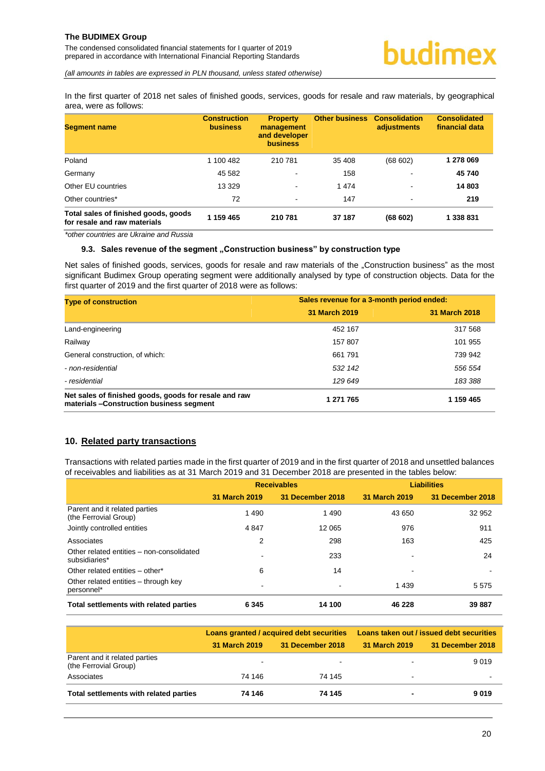In the first quarter of 2018 net sales of finished goods, services, goods for resale and raw materials, by geographical area, were as follows:

| Segment name | Construction business | Property management and developer business | Other business | Consolidation adjustments | Consolidated financial data |
|---|---|---|---|---|---|
| Poland | 1 100 482 | 210 781 | 35 408 | (68 602) | **1 278 069** |
| Germany | 45 582 | - | 158 | - | **45 740** |
| Other EU countries | 13 329 | - | 1 474 | - | **14 803** |
| Other countries* | 72 | - | 147 | - | **219** |
| **Total sales of finished goods, goods for resale and raw materials** | **1 159 465** | **210 781** | **37 187** | **(68 602)** | **1 338 831** |

*other countries are Ukraine and Russia

#### 9.3. Sales revenue of the segment „Construction business" by construction type

Net sales of finished goods, services, goods for resale and raw materials of the „Construction business" as the most significant Budimex Group operating segment were additionally analysed by type of construction objects. Data for the first quarter of 2019 and the first quarter of 2018 were as follows:

| Type of construction | Sales revenue for a 3-month period ended: | |
|---|---|---|
| | 31 March 2019 | 31 March 2018 |
| Land-engineering | 452 167 | 317 568 |
| Railway | 157 807 | 101 955 |
| General construction, of which: | 661 791 | 739 942 |
| *- non-residential* | *532 142* | *556 554* |
| *- residential* | *129 649* | *183 388* |
| **Net sales of finished goods, goods for resale and raw materials –Construction business segment** | **1 271 765** | **1 159 465** |

## 10. Related party transactions

Transactions with related parties made in the first quarter of 2019 and in the first quarter of 2018 and unsettled balances of receivables and liabilities as at 31 March 2019 and 31 December 2018 are presented in the tables below:

| | Receivables | | Liabilities | |
|---|---|---|---|---|
| | 31 March 2019 | 31 December 2018 | 31 March 2019 | 31 December 2018 |
| Parent and it related parties (the Ferrovial Group) | 1 490 | 1 490 | 43 650 | 32 952 |
| Jointly controlled entities | 4 847 | 12 065 | 976 | 911 |
| Associates | 2 | 298 | 163 | 425 |
| Other related entities – non-consolidated subsidiaries* | - | 233 | - | 24 |
| Other related entities – other* | 6 | 14 | - | - |
| Other related entities – through key personnel* | - | - | 1 439 | 5 575 |
| **Total settlements with related parties** | **6 345** | **14 100** | **46 228** | **39 887** |

| | Loans granted / acquired debt securities | | Loans taken out / issued debt securities | |
|---|---|---|---|---|
| | 31 March 2019 | 31 December 2018 | 31 March 2019 | 31 December 2018 |
| Parent and it related parties (the Ferrovial Group) | - | - | - | 9 019 |
| Associates | 74 146 | 74 145 | - | - |
| **Total settlements with related parties** | **74 146** | **74 145** | **-** | **9 019** |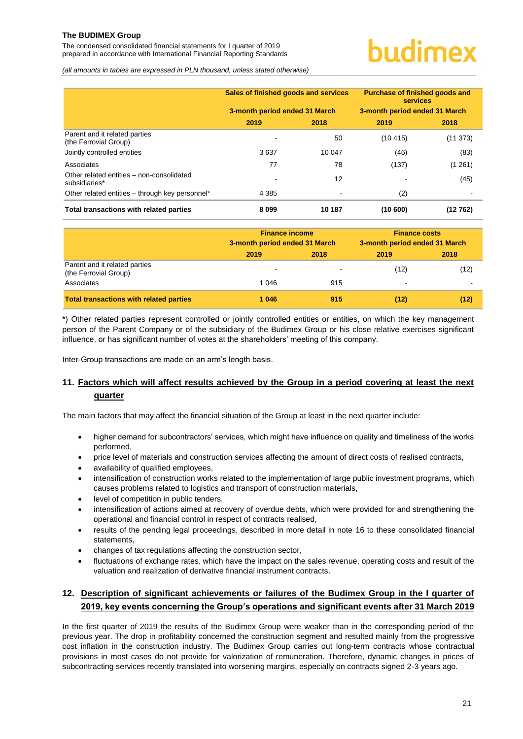*(all amounts in tables are expressed in PLN thousand, unless stated otherwise)*

| | Sales of finished goods and services | | Purchase of finished goods and services | |
|---|---|---|---|---|
| | 3-month period ended 31 March | | 3-month period ended 31 March | |
| | 2019 | 2018 | 2019 | 2018 |
| Parent and it related parties (the Ferrovial Group) | - | 50 | (10 415) | (11 373) |
| Jointly controlled entities | 3 637 | 10 047 | (46) | (83) |
| Associates | 77 | 78 | (137) | (1 261) |
| Other related entities – non-consolidated subsidiaries* | - | 12 | - | (45) |
| Other related entities – through key personnel* | 4 385 | - | (2) | - |
| **Total transactions with related parties** | **8 099** | **10 187** | **(10 600)** | **(12 762)** |

| | Finance income | | Finance costs | |
|---|---|---|---|---|
| | 3-month period ended 31 March | | 3-month period ended 31 March | |
| | 2019 | 2018 | 2019 | 2018 |
| Parent and it related parties (the Ferrovial Group) | - | - | (12) | (12) |
| Associates | 1 046 | 915 | - | - |
| **Total transactions with related parties** | **1 046** | **915** | **(12)** | **(12)** |

*) Other related parties represent controlled or jointly controlled entities or entities, on which the key management person of the Parent Company or of the subsidiary of the Budimex Group or his close relative exercises significant influence, or has significant number of votes at the shareholders' meeting of this company.

Inter-Group transactions are made on an arm's length basis.

## 11. Factors which will affect results achieved by the Group in a period covering at least the next quarter

The main factors that may affect the financial situation of the Group at least in the next quarter include:

- higher demand for subcontractors' services, which might have influence on quality and timeliness of the works performed,
- price level of materials and construction services affecting the amount of direct costs of realised contracts,
- availability of qualified employees,
- intensification of construction works related to the implementation of large public investment programs, which causes problems related to logistics and transport of construction materials,
- level of competition in public tenders,
- intensification of actions aimed at recovery of overdue debts, which were provided for and strengthening the operational and financial control in respect of contracts realised,
- results of the pending legal proceedings, described in more detail in note 16 to these consolidated financial statements,
- changes of tax regulations affecting the construction sector,
- fluctuations of exchange rates, which have the impact on the sales revenue, operating costs and result of the valuation and realization of derivative financial instrument contracts.

## 12. Description of significant achievements or failures of the Budimex Group in the I quarter of 2019, key events concerning the Group's operations and significant events after 31 March 2019

In the first quarter of 2019 the results of the Budimex Group were weaker than in the corresponding period of the previous year. The drop in profitability concerned the construction segment and resulted mainly from the progressive cost inflation in the construction industry. The Budimex Group carries out long-term contracts whose contractual provisions in most cases do not provide for valorization of remuneration. Therefore, dynamic changes in prices of subcontracting services recently translated into worsening margins, especially on contracts signed 2-3 years ago.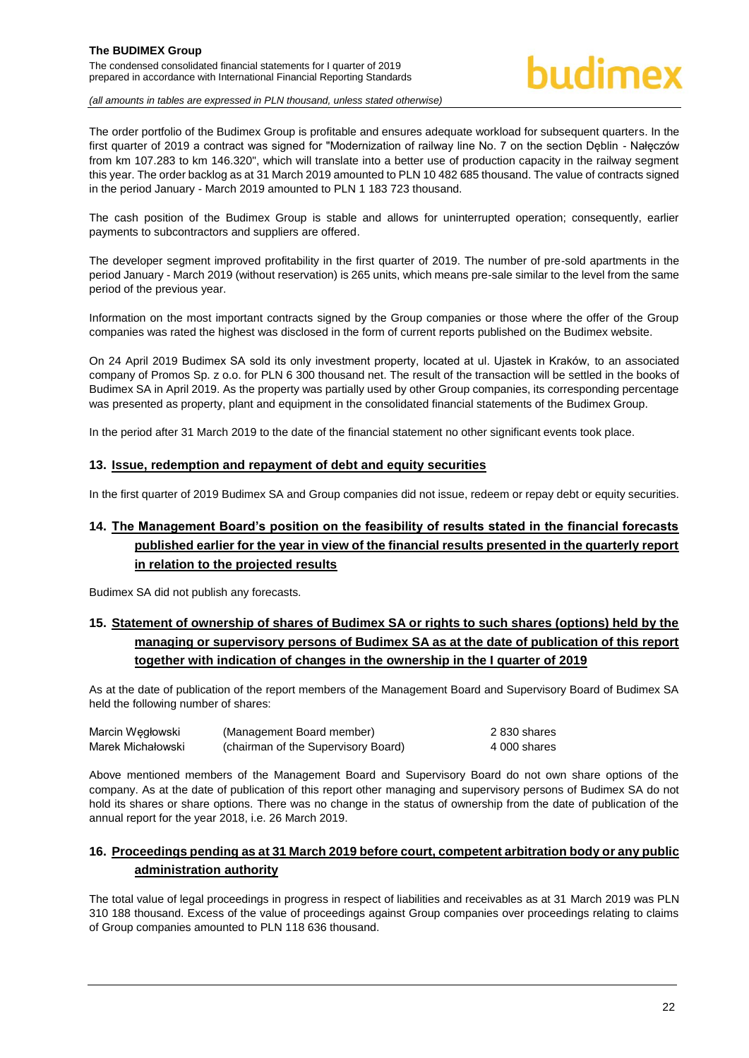The order portfolio of the Budimex Group is profitable and ensures adequate workload for subsequent quarters. In the first quarter of 2019 a contract was signed for "Modernization of railway line No. 7 on the section Dęblin - Nałęczów from km 107.283 to km 146.320", which will translate into a better use of production capacity in the railway segment this year. The order backlog as at 31 March 2019 amounted to PLN 10 482 685 thousand. The value of contracts signed in the period January - March 2019 amounted to PLN 1 183 723 thousand.

The cash position of the Budimex Group is stable and allows for uninterrupted operation; consequently, earlier payments to subcontractors and suppliers are offered.

The developer segment improved profitability in the first quarter of 2019. The number of pre-sold apartments in the period January - March 2019 (without reservation) is 265 units, which means pre-sale similar to the level from the same period of the previous year.

Information on the most important contracts signed by the Group companies or those where the offer of the Group companies was rated the highest was disclosed in the form of current reports published on the Budimex website.

On 24 April 2019 Budimex SA sold its only investment property, located at ul. Ujastek in Kraków, to an associated company of Promos Sp. z o.o. for PLN 6 300 thousand net. The result of the transaction will be settled in the books of Budimex SA in April 2019. As the property was partially used by other Group companies, its corresponding percentage was presented as property, plant and equipment in the consolidated financial statements of the Budimex Group.

In the period after 31 March 2019 to the date of the financial statement no other significant events took place.

## 13. Issue, redemption and repayment of debt and equity securities

In the first quarter of 2019 Budimex SA and Group companies did not issue, redeem or repay debt or equity securities.

## 14. The Management Board's position on the feasibility of results stated in the financial forecasts published earlier for the year in view of the financial results presented in the quarterly report in relation to the projected results

Budimex SA did not publish any forecasts.

## 15. Statement of ownership of shares of Budimex SA or rights to such shares (options) held by the managing or supervisory persons of Budimex SA as at the date of publication of this report together with indication of changes in the ownership in the I quarter of 2019

As at the date of publication of the report members of the Management Board and Supervisory Board of Budimex SA held the following number of shares:

| | | |
|---|---|---|
| Marcin Węgłowski | (Management Board member) | 2 830 shares |
| Marek Michałowski | (chairman of the Supervisory Board) | 4 000 shares |

Above mentioned members of the Management Board and Supervisory Board do not own share options of the company. As at the date of publication of this report other managing and supervisory persons of Budimex SA do not hold its shares or share options. There was no change in the status of ownership from the date of publication of the annual report for the year 2018, i.e. 26 March 2019.

## 16. Proceedings pending as at 31 March 2019 before court, competent arbitration body or any public administration authority

The total value of legal proceedings in progress in respect of liabilities and receivables as at 31 March 2019 was PLN 310 188 thousand. Excess of the value of proceedings against Group companies over proceedings relating to claims of Group companies amounted to PLN 118 636 thousand.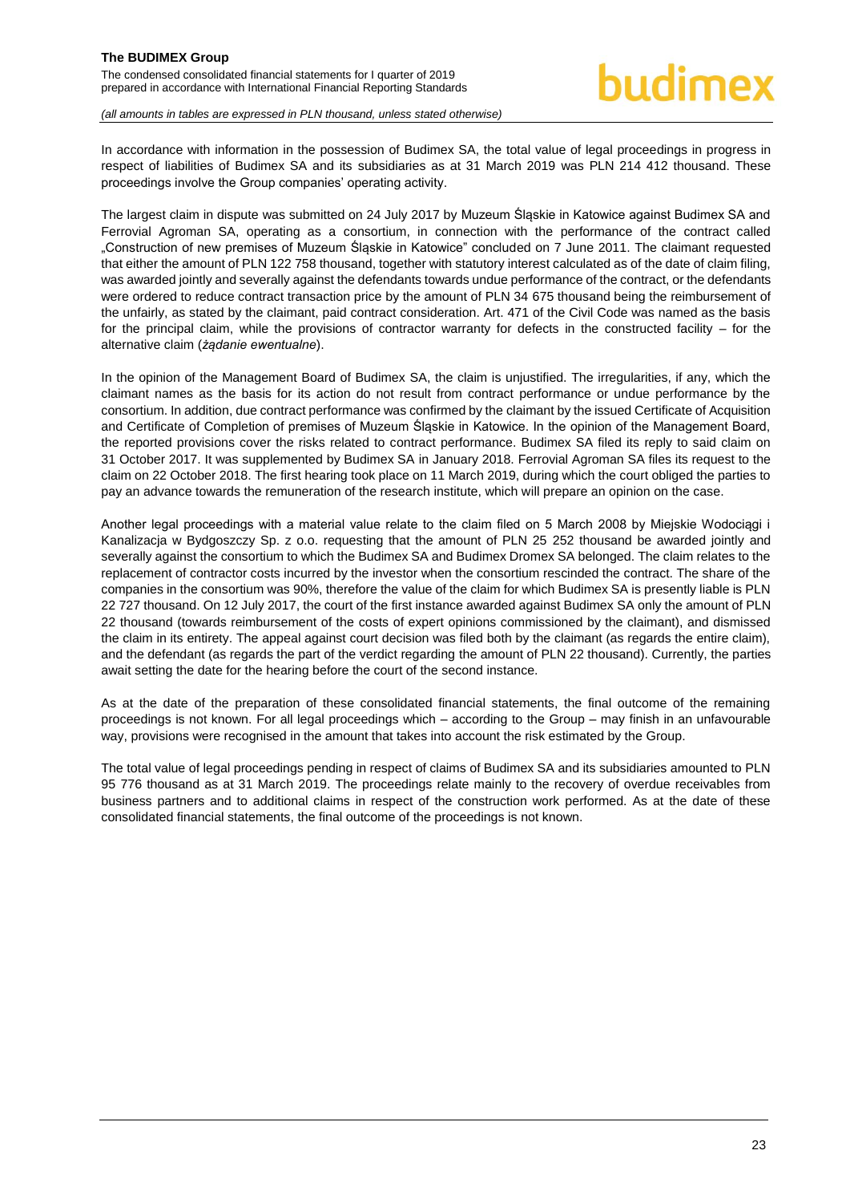In accordance with information in the possession of Budimex SA, the total value of legal proceedings in progress in respect of liabilities of Budimex SA and its subsidiaries as at 31 March 2019 was PLN 214 412 thousand. These proceedings involve the Group companies' operating activity.

The largest claim in dispute was submitted on 24 July 2017 by Muzeum Śląskie in Katowice against Budimex SA and Ferrovial Agroman SA, operating as a consortium, in connection with the performance of the contract called „Construction of new premises of Muzeum Śląskie in Katowice" concluded on 7 June 2011. The claimant requested that either the amount of PLN 122 758 thousand, together with statutory interest calculated as of the date of claim filing, was awarded jointly and severally against the defendants towards undue performance of the contract, or the defendants were ordered to reduce contract transaction price by the amount of PLN 34 675 thousand being the reimbursement of the unfairly, as stated by the claimant, paid contract consideration. Art. 471 of the Civil Code was named as the basis for the principal claim, while the provisions of contractor warranty for defects in the constructed facility – for the alternative claim (*żądanie ewentualne*).

In the opinion of the Management Board of Budimex SA, the claim is unjustified. The irregularities, if any, which the claimant names as the basis for its action do not result from contract performance or undue performance by the consortium. In addition, due contract performance was confirmed by the claimant by the issued Certificate of Acquisition and Certificate of Completion of premises of Muzeum Śląskie in Katowice. In the opinion of the Management Board, the reported provisions cover the risks related to contract performance. Budimex SA filed its reply to said claim on 31 October 2017. It was supplemented by Budimex SA in January 2018. Ferrovial Agroman SA files its request to the claim on 22 October 2018. The first hearing took place on 11 March 2019, during which the court obliged the parties to pay an advance towards the remuneration of the research institute, which will prepare an opinion on the case.

Another legal proceedings with a material value relate to the claim filed on 5 March 2008 by Miejskie Wodociągi i Kanalizacja w Bydgoszczy Sp. z o.o. requesting that the amount of PLN 25 252 thousand be awarded jointly and severally against the consortium to which the Budimex SA and Budimex Dromex SA belonged. The claim relates to the replacement of contractor costs incurred by the investor when the consortium rescinded the contract. The share of the companies in the consortium was 90%, therefore the value of the claim for which Budimex SA is presently liable is PLN 22 727 thousand. On 12 July 2017, the court of the first instance awarded against Budimex SA only the amount of PLN 22 thousand (towards reimbursement of the costs of expert opinions commissioned by the claimant), and dismissed the claim in its entirety. The appeal against court decision was filed both by the claimant (as regards the entire claim), and the defendant (as regards the part of the verdict regarding the amount of PLN 22 thousand). Currently, the parties await setting the date for the hearing before the court of the second instance.

As at the date of the preparation of these consolidated financial statements, the final outcome of the remaining proceedings is not known. For all legal proceedings which – according to the Group – may finish in an unfavourable way, provisions were recognised in the amount that takes into account the risk estimated by the Group.

The total value of legal proceedings pending in respect of claims of Budimex SA and its subsidiaries amounted to PLN 95 776 thousand as at 31 March 2019. The proceedings relate mainly to the recovery of overdue receivables from business partners and to additional claims in respect of the construction work performed. As at the date of these consolidated financial statements, the final outcome of the proceedings is not known.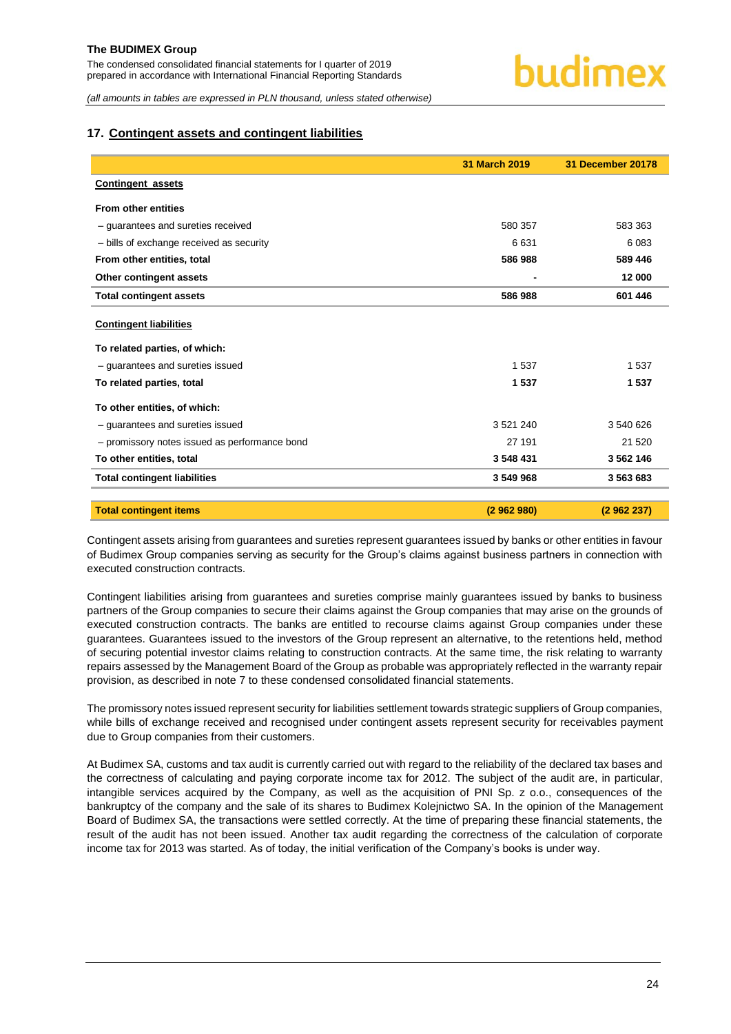## 17. Contingent assets and contingent liabilities

| | 31 March 2019 | 31 December 20178 |
|---|---|---|
| **Contingent assets** | | |
| **From other entities** | | |
| – guarantees and sureties received | 580 357 | 583 363 |
| – bills of exchange received as security | 6 631 | 6 083 |
| **From other entities, total** | **586 988** | **589 446** |
| **Other contingent assets** | **-** | **12 000** |
| **Total contingent assets** | **586 988** | **601 446** |
| **Contingent liabilities** | | |
| **To related parties, of which:** | | |
| – guarantees and sureties issued | 1 537 | 1 537 |
| **To related parties, total** | **1 537** | **1 537** |
| **To other entities, of which:** | | |
| – guarantees and sureties issued | 3 521 240 | 3 540 626 |
| – promissory notes issued as performance bond | 27 191 | 21 520 |
| **To other entities, total** | **3 548 431** | **3 562 146** |
| **Total contingent liabilities** | **3 549 968** | **3 563 683** |
| **Total contingent items** | **(2 962 980)** | **(2 962 237)** |

Contingent assets arising from guarantees and sureties represent guarantees issued by banks or other entities in favour of Budimex Group companies serving as security for the Group's claims against business partners in connection with executed construction contracts.

Contingent liabilities arising from guarantees and sureties comprise mainly guarantees issued by banks to business partners of the Group companies to secure their claims against the Group companies that may arise on the grounds of executed construction contracts. The banks are entitled to recourse claims against Group companies under these guarantees. Guarantees issued to the investors of the Group represent an alternative, to the retentions held, method of securing potential investor claims relating to construction contracts. At the same time, the risk relating to warranty repairs assessed by the Management Board of the Group as probable was appropriately reflected in the warranty repair provision, as described in note 7 to these condensed consolidated financial statements.

The promissory notes issued represent security for liabilities settlement towards strategic suppliers of Group companies, while bills of exchange received and recognised under contingent assets represent security for receivables payment due to Group companies from their customers.

At Budimex SA, customs and tax audit is currently carried out with regard to the reliability of the declared tax bases and the correctness of calculating and paying corporate income tax for 2012. The subject of the audit are, in particular, intangible services acquired by the Company, as well as the acquisition of PNI Sp. z o.o., consequences of the bankruptcy of the company and the sale of its shares to Budimex Kolejnictwo SA. In the opinion of the Management Board of Budimex SA, the transactions were settled correctly. At the time of preparing these financial statements, the result of the audit has not been issued. Another tax audit regarding the correctness of the calculation of corporate income tax for 2013 was started. As of today, the initial verification of the Company's books is under way.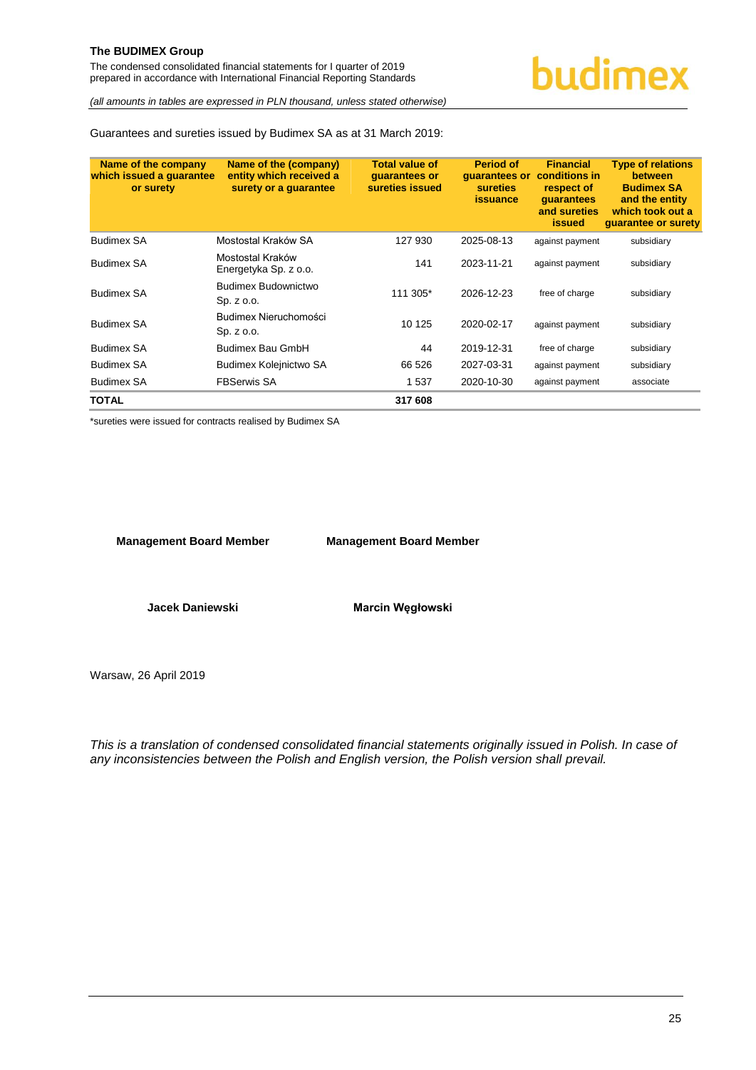Guarantees and sureties issued by Budimex SA as at 31 March 2019:

| Name of the company which issued a guarantee or surety | Name of the (company) entity which received a surety or a guarantee | Total value of guarantees or sureties issued | Period of guarantees or sureties issuance | Financial conditions in respect of guarantees and sureties issued | Type of relations between Budimex SA and the entity which took out a guarantee or surety |
|---|---|---|---|---|---|
| Budimex SA | Mostostal Kraków SA | 127 930 | 2025-08-13 | against payment | subsidiary |
| Budimex SA | Mostostal Kraków Energetyka Sp. z o.o. | 141 | 2023-11-21 | against payment | subsidiary |
| Budimex SA | Budimex Budownictwo Sp. z o.o. | 111 305* | 2026-12-23 | free of charge | subsidiary |
| Budimex SA | Budimex Nieruchomości Sp. z o.o. | 10 125 | 2020-02-17 | against payment | subsidiary |
| Budimex SA | Budimex Bau GmbH | 44 | 2019-12-31 | free of charge | subsidiary |
| Budimex SA | Budimex Kolejnictwo SA | 66 526 | 2027-03-31 | against payment | subsidiary |
| Budimex SA | FBSerwis SA | 1 537 | 2020-10-30 | against payment | associate |
| **TOTAL** | | **317 608** | | | |

*sureties were issued for contracts realised by Budimex SA

**Management Board Member** **Management Board Member**

**Jacek Daniewski** **Marcin Węgłowski**

Warsaw, 26 April 2019

*This is a translation of condensed consolidated financial statements originally issued in Polish. In case of any inconsistencies between the Polish and English version, the Polish version shall prevail.*